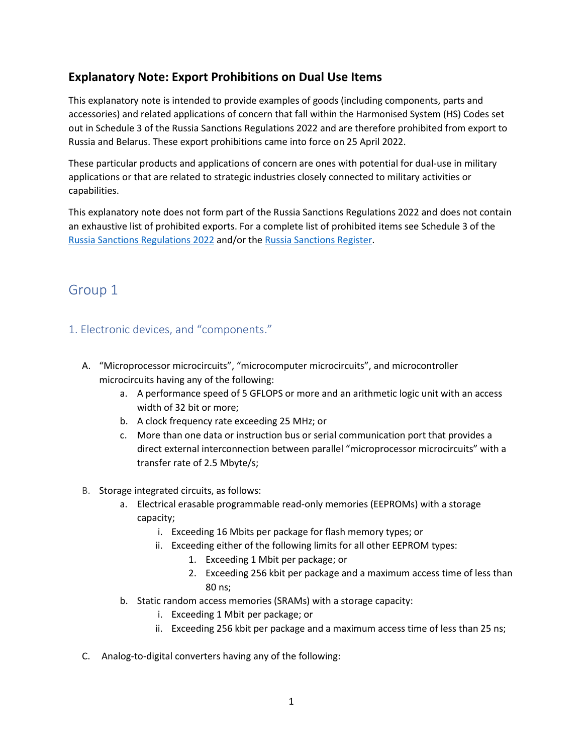## Explanatory Note: Export Prohibitions on Dual Use Items

This explanatory note is intended to provide examples of goods (including components, parts and accessories) and related applications of concern that fall within the Harmonised System (HS) Codes set out in Schedule 3 of the Russia Sanctions Regulations 2022 and are therefore prohibited from export to Russia and Belarus. These export prohibitions came into force on 25 April 2022.

These particular products and applications of concern are ones with potential for dual-use in military applications or that are related to strategic industries closely connected to military activities or capabilities.

This explanatory note does not form part of the Russia Sanctions Regulations 2022 and does not contain an exhaustive list of prohibited exports. For a complete list of prohibited items see Schedule 3 of the Russia Sanctions Regulations 2022 and/or the Russia Sanctions Register.

# Group 1

## 1. Electronic devices, and "components."

A. "Microprocessor microcircuits", "microcomputer microcircuits", and microcontroller microcircuits having any of the following:
   a. A performance speed of 5 GFLOPS or more and an arithmetic logic unit with an access width of 32 bit or more;
   b. A clock frequency rate exceeding 25 MHz; or
   c. More than one data or instruction bus or serial communication port that provides a direct external interconnection between parallel "microprocessor microcircuits" with a transfer rate of 2.5 Mbyte/s;

B. Storage integrated circuits, as follows:
   a. Electrical erasable programmable read-only memories (EEPROMs) with a storage capacity;
      i. Exceeding 16 Mbits per package for flash memory types; or
      ii. Exceeding either of the following limits for all other EEPROM types:
         1. Exceeding 1 Mbit per package; or
         2. Exceeding 256 kbit per package and a maximum access time of less than 80 ns;
   b. Static random access memories (SRAMs) with a storage capacity:
      i. Exceeding 1 Mbit per package; or
      ii. Exceeding 256 kbit per package and a maximum access time of less than 25 ns;

C. Analog-to-digital converters having any of the following: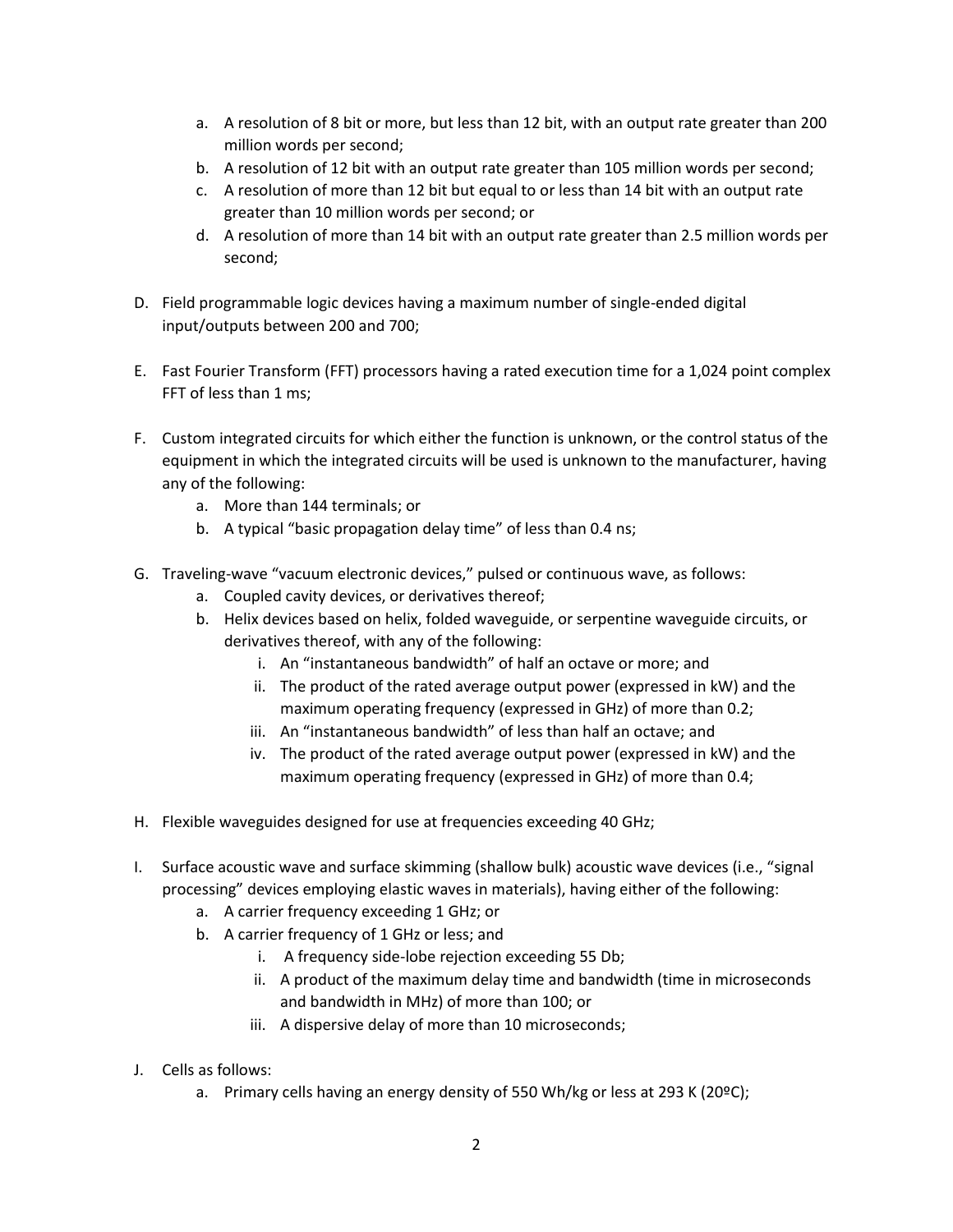a. A resolution of 8 bit or more, but less than 12 bit, with an output rate greater than 200 million words per second;
   b. A resolution of 12 bit with an output rate greater than 105 million words per second;
   c. A resolution of more than 12 bit but equal to or less than 14 bit with an output rate greater than 10 million words per second; or
   d. A resolution of more than 14 bit with an output rate greater than 2.5 million words per second;

D. Field programmable logic devices having a maximum number of single-ended digital input/outputs between 200 and 700;

E. Fast Fourier Transform (FFT) processors having a rated execution time for a 1,024 point complex FFT of less than 1 ms;

F. Custom integrated circuits for which either the function is unknown, or the control status of the equipment in which the integrated circuits will be used is unknown to the manufacturer, having any of the following:
   a. More than 144 terminals; or
   b. A typical "basic propagation delay time" of less than 0.4 ns;

G. Traveling-wave "vacuum electronic devices," pulsed or continuous wave, as follows:
   a. Coupled cavity devices, or derivatives thereof;
   b. Helix devices based on helix, folded waveguide, or serpentine waveguide circuits, or derivatives thereof, with any of the following:
      i. An "instantaneous bandwidth" of half an octave or more; and
      ii. The product of the rated average output power (expressed in kW) and the maximum operating frequency (expressed in GHz) of more than 0.2;
      iii. An "instantaneous bandwidth" of less than half an octave; and
      iv. The product of the rated average output power (expressed in kW) and the maximum operating frequency (expressed in GHz) of more than 0.4;

H. Flexible waveguides designed for use at frequencies exceeding 40 GHz;

I. Surface acoustic wave and surface skimming (shallow bulk) acoustic wave devices (i.e., "signal processing" devices employing elastic waves in materials), having either of the following:
   a. A carrier frequency exceeding 1 GHz; or
   b. A carrier frequency of 1 GHz or less; and
      i. A frequency side-lobe rejection exceeding 55 Db;
      ii. A product of the maximum delay time and bandwidth (time in microseconds and bandwidth in MHz) of more than 100; or
      iii. A dispersive delay of more than 10 microseconds;

J. Cells as follows:
   a. Primary cells having an energy density of 550 Wh/kg or less at 293 K (20ºC);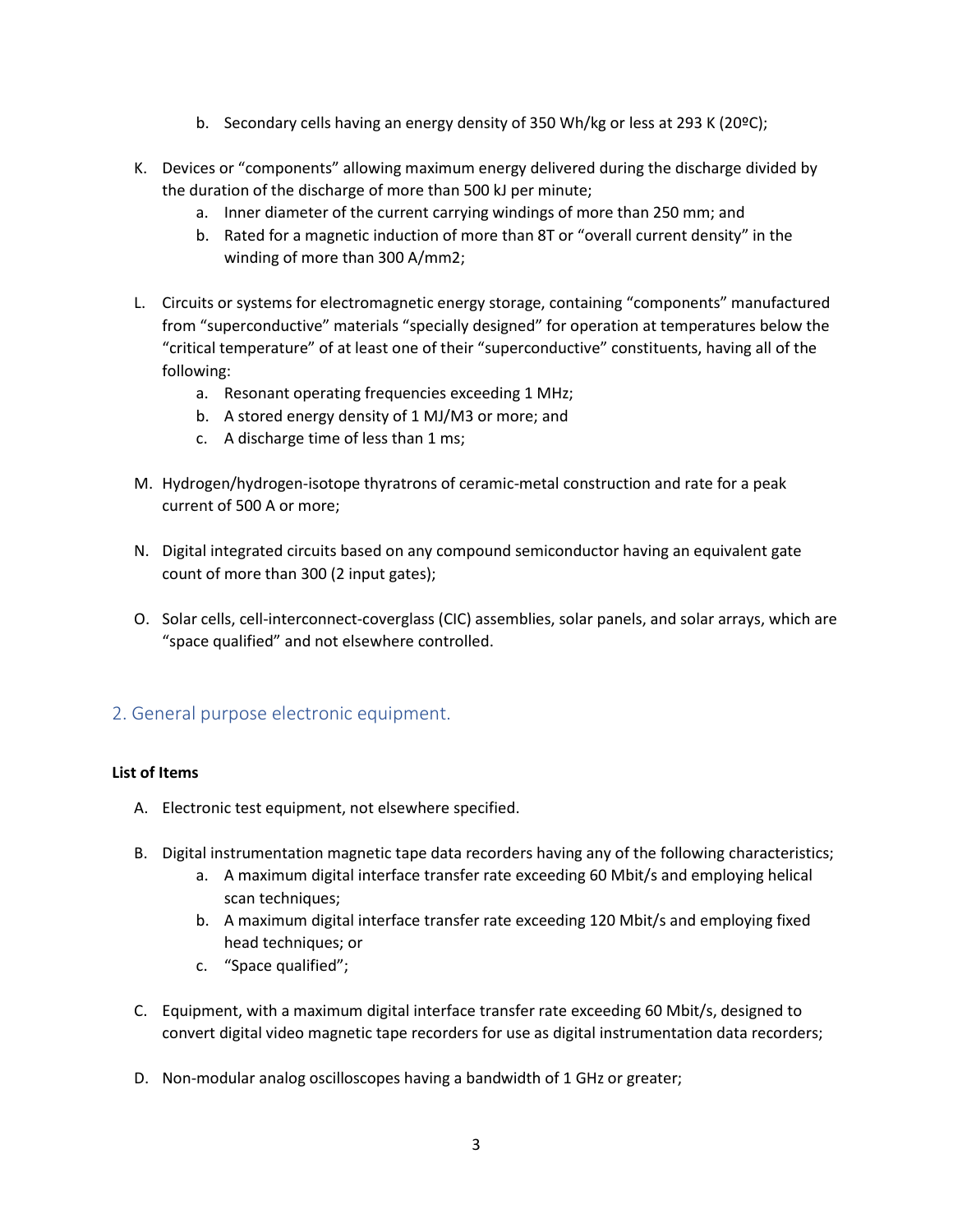b. Secondary cells having an energy density of 350 Wh/kg or less at 293 K (20ºC);

K. Devices or "components" allowing maximum energy delivered during the discharge divided by the duration of the discharge of more than 500 kJ per minute;
   a. Inner diameter of the current carrying windings of more than 250 mm; and
   b. Rated for a magnetic induction of more than 8T or "overall current density" in the winding of more than 300 A/mm2;

L. Circuits or systems for electromagnetic energy storage, containing "components" manufactured from "superconductive" materials "specially designed" for operation at temperatures below the "critical temperature" of at least one of their "superconductive" constituents, having all of the following:
   a. Resonant operating frequencies exceeding 1 MHz;
   b. A stored energy density of 1 MJ/M3 or more; and
   c. A discharge time of less than 1 ms;

M. Hydrogen/hydrogen-isotope thyratrons of ceramic-metal construction and rate for a peak current of 500 A or more;

N. Digital integrated circuits based on any compound semiconductor having an equivalent gate count of more than 300 (2 input gates);

O. Solar cells, cell-interconnect-coverglass (CIC) assemblies, solar panels, and solar arrays, which are "space qualified" and not elsewhere controlled.

## 2. General purpose electronic equipment.

**List of Items**

A. Electronic test equipment, not elsewhere specified.

B. Digital instrumentation magnetic tape data recorders having any of the following characteristics;
   a. A maximum digital interface transfer rate exceeding 60 Mbit/s and employing helical scan techniques;
   b. A maximum digital interface transfer rate exceeding 120 Mbit/s and employing fixed head techniques; or
   c. "Space qualified";

C. Equipment, with a maximum digital interface transfer rate exceeding 60 Mbit/s, designed to convert digital video magnetic tape recorders for use as digital instrumentation data recorders;

D. Non-modular analog oscilloscopes having a bandwidth of 1 GHz or greater;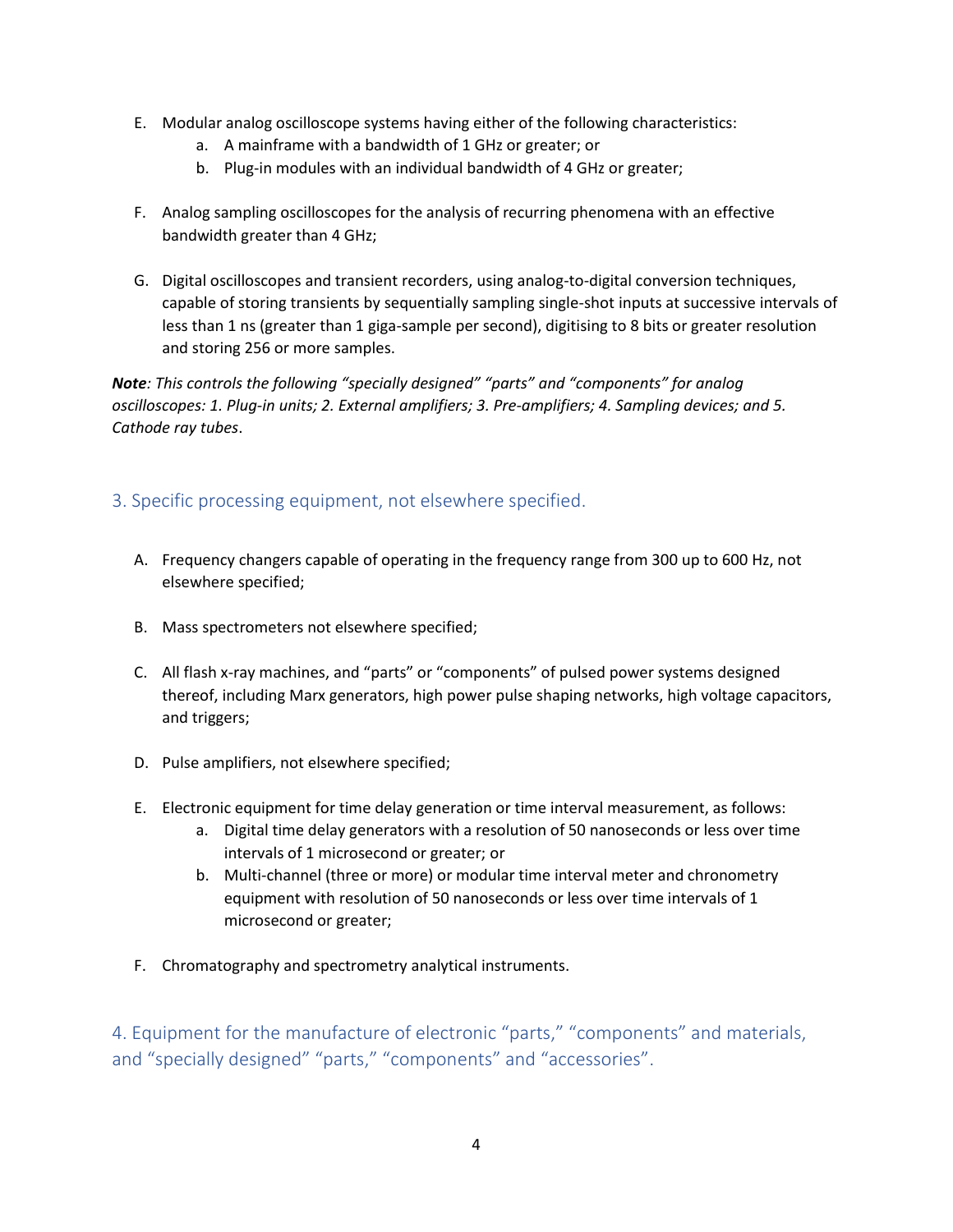E. Modular analog oscilloscope systems having either of the following characteristics:
    a. A mainframe with a bandwidth of 1 GHz or greater; or
    b. Plug-in modules with an individual bandwidth of 4 GHz or greater;

F. Analog sampling oscilloscopes for the analysis of recurring phenomena with an effective bandwidth greater than 4 GHz;

G. Digital oscilloscopes and transient recorders, using analog-to-digital conversion techniques, capable of storing transients by sequentially sampling single-shot inputs at successive intervals of less than 1 ns (greater than 1 giga-sample per second), digitising to 8 bits or greater resolution and storing 256 or more samples.

***Note****: This controls the following "specially designed" "parts" and "components" for analog oscilloscopes: 1. Plug-in units; 2. External amplifiers; 3. Pre-amplifiers; 4. Sampling devices; and 5. Cathode ray tubes*.

## 3. Specific processing equipment, not elsewhere specified.

A. Frequency changers capable of operating in the frequency range from 300 up to 600 Hz, not elsewhere specified;

B. Mass spectrometers not elsewhere specified;

C. All flash x-ray machines, and "parts" or "components" of pulsed power systems designed thereof, including Marx generators, high power pulse shaping networks, high voltage capacitors, and triggers;

D. Pulse amplifiers, not elsewhere specified;

E. Electronic equipment for time delay generation or time interval measurement, as follows:
    a. Digital time delay generators with a resolution of 50 nanoseconds or less over time intervals of 1 microsecond or greater; or
    b. Multi-channel (three or more) or modular time interval meter and chronometry equipment with resolution of 50 nanoseconds or less over time intervals of 1 microsecond or greater;

F. Chromatography and spectrometry analytical instruments.

## 4. Equipment for the manufacture of electronic "parts," "components" and materials, and "specially designed" "parts," "components" and "accessories".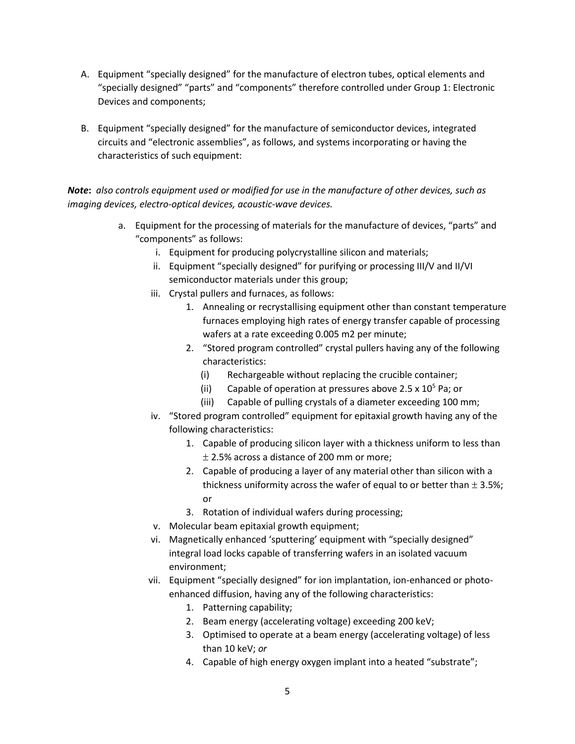A. Equipment "specially designed" for the manufacture of electron tubes, optical elements and "specially designed" "parts" and "components" therefore controlled under Group 1: Electronic Devices and components;

B. Equipment "specially designed" for the manufacture of semiconductor devices, integrated circuits and "electronic assemblies", as follows, and systems incorporating or having the characteristics of such equipment:

***Note**: also controls equipment used or modified for use in the manufacture of other devices, such as imaging devices, electro-optical devices, acoustic-wave devices.*

a. Equipment for the processing of materials for the manufacture of devices, "parts" and "components" as follows:
   i. Equipment for producing polycrystalline silicon and materials;
   ii. Equipment "specially designed" for purifying or processing III/V and II/VI semiconductor materials under this group;
   iii. Crystal pullers and furnaces, as follows:
      1. Annealing or recrystallising equipment other than constant temperature furnaces employing high rates of energy transfer capable of processing wafers at a rate exceeding 0.005 m2 per minute;
      2. "Stored program controlled" crystal pullers having any of the following characteristics:
         (i) Rechargeable without replacing the crucible container;
         (ii) Capable of operation at pressures above 2.5 x $10^5$ Pa; or
         (iii) Capable of pulling crystals of a diameter exceeding 100 mm;
   iv. "Stored program controlled" equipment for epitaxial growth having any of the following characteristics:
      1. Capable of producing silicon layer with a thickness uniform to less than $\pm$ 2.5% across a distance of 200 mm or more;
      2. Capable of producing a layer of any material other than silicon with a thickness uniformity across the wafer of equal to or better than $\pm$ 3.5%; or
      3. Rotation of individual wafers during processing;
   v. Molecular beam epitaxial growth equipment;
   vi. Magnetically enhanced 'sputtering' equipment with "specially designed" integral load locks capable of transferring wafers in an isolated vacuum environment;
   vii. Equipment "specially designed" for ion implantation, ion-enhanced or photo-enhanced diffusion, having any of the following characteristics:
      1. Patterning capability;
      2. Beam energy (accelerating voltage) exceeding 200 keV;
      3. Optimised to operate at a beam energy (accelerating voltage) of less than 10 keV; *or*
      4. Capable of high energy oxygen implant into a heated "substrate";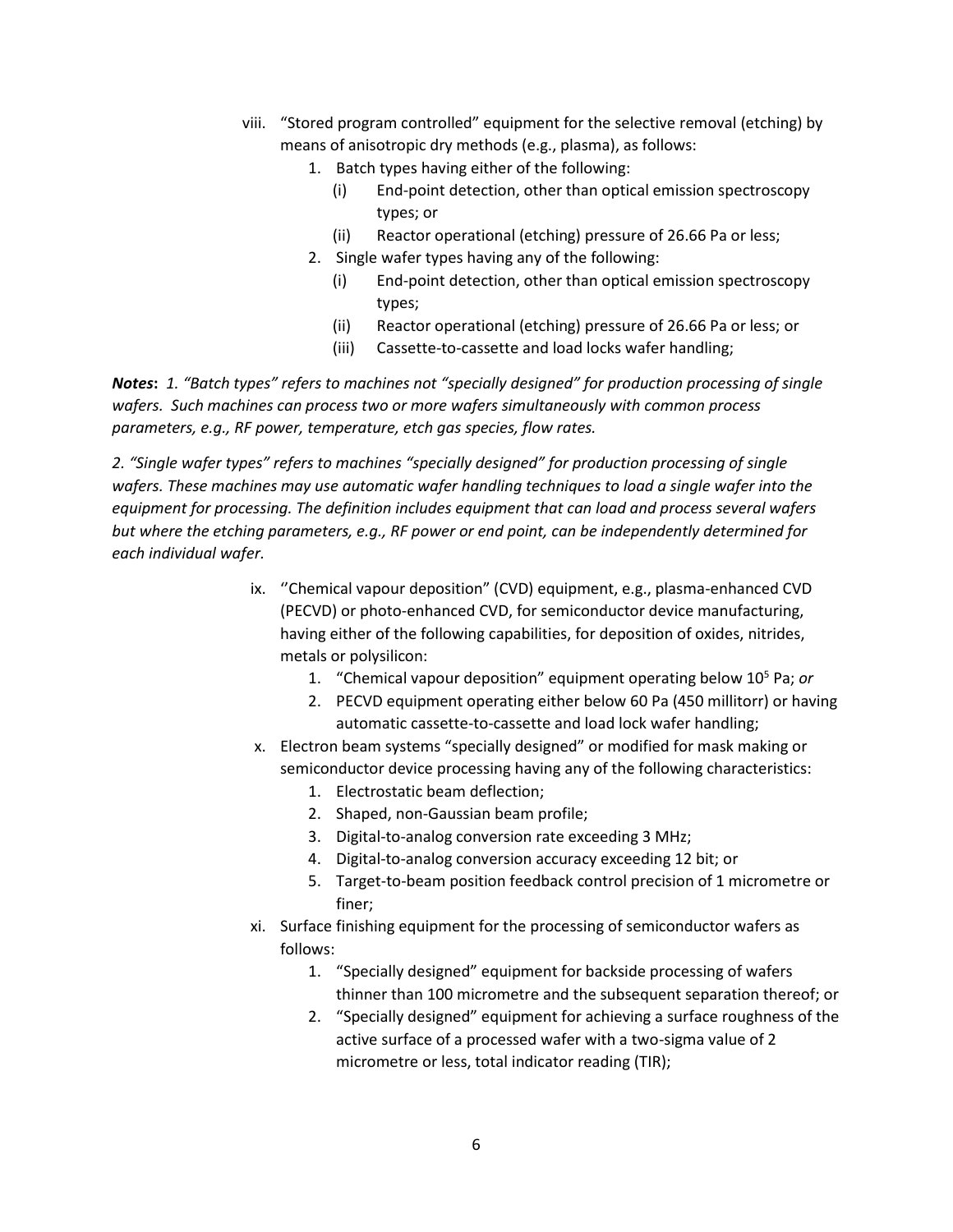viii. "Stored program controlled" equipment for the selective removal (etching) by means of anisotropic dry methods (e.g., plasma), as follows:
   1. Batch types having either of the following:
      (i) End-point detection, other than optical emission spectroscopy types; or
      (ii) Reactor operational (etching) pressure of 26.66 Pa or less;
   2. Single wafer types having any of the following:
      (i) End-point detection, other than optical emission spectroscopy types;
      (ii) Reactor operational (etching) pressure of 26.66 Pa or less; or
      (iii) Cassette-to-cassette and load locks wafer handling;

***Notes*****:** *1. "Batch types" refers to machines not "specially designed" for production processing of single wafers. Such machines can process two or more wafers simultaneously with common process parameters, e.g., RF power, temperature, etch gas species, flow rates.*

*2. "Single wafer types" refers to machines "specially designed" for production processing of single wafers. These machines may use automatic wafer handling techniques to load a single wafer into the equipment for processing. The definition includes equipment that can load and process several wafers but where the etching parameters, e.g., RF power or end point, can be independently determined for each individual wafer.*

ix. ''Chemical vapour deposition" (CVD) equipment, e.g., plasma-enhanced CVD (PECVD) or photo-enhanced CVD, for semiconductor device manufacturing, having either of the following capabilities, for deposition of oxides, nitrides, metals or polysilicon:
   1. "Chemical vapour deposition" equipment operating below $10^5$ Pa; *or*
   2. PECVD equipment operating either below 60 Pa (450 millitorr) or having automatic cassette-to-cassette and load lock wafer handling;

x. Electron beam systems "specially designed" or modified for mask making or semiconductor device processing having any of the following characteristics:
   1. Electrostatic beam deflection;
   2. Shaped, non-Gaussian beam profile;
   3. Digital-to-analog conversion rate exceeding 3 MHz;
   4. Digital-to-analog conversion accuracy exceeding 12 bit; or
   5. Target-to-beam position feedback control precision of 1 micrometre or finer;

xi. Surface finishing equipment for the processing of semiconductor wafers as follows:
   1. "Specially designed" equipment for backside processing of wafers thinner than 100 micrometre and the subsequent separation thereof; or
   2. "Specially designed" equipment for achieving a surface roughness of the active surface of a processed wafer with a two-sigma value of 2 micrometre or less, total indicator reading (TIR);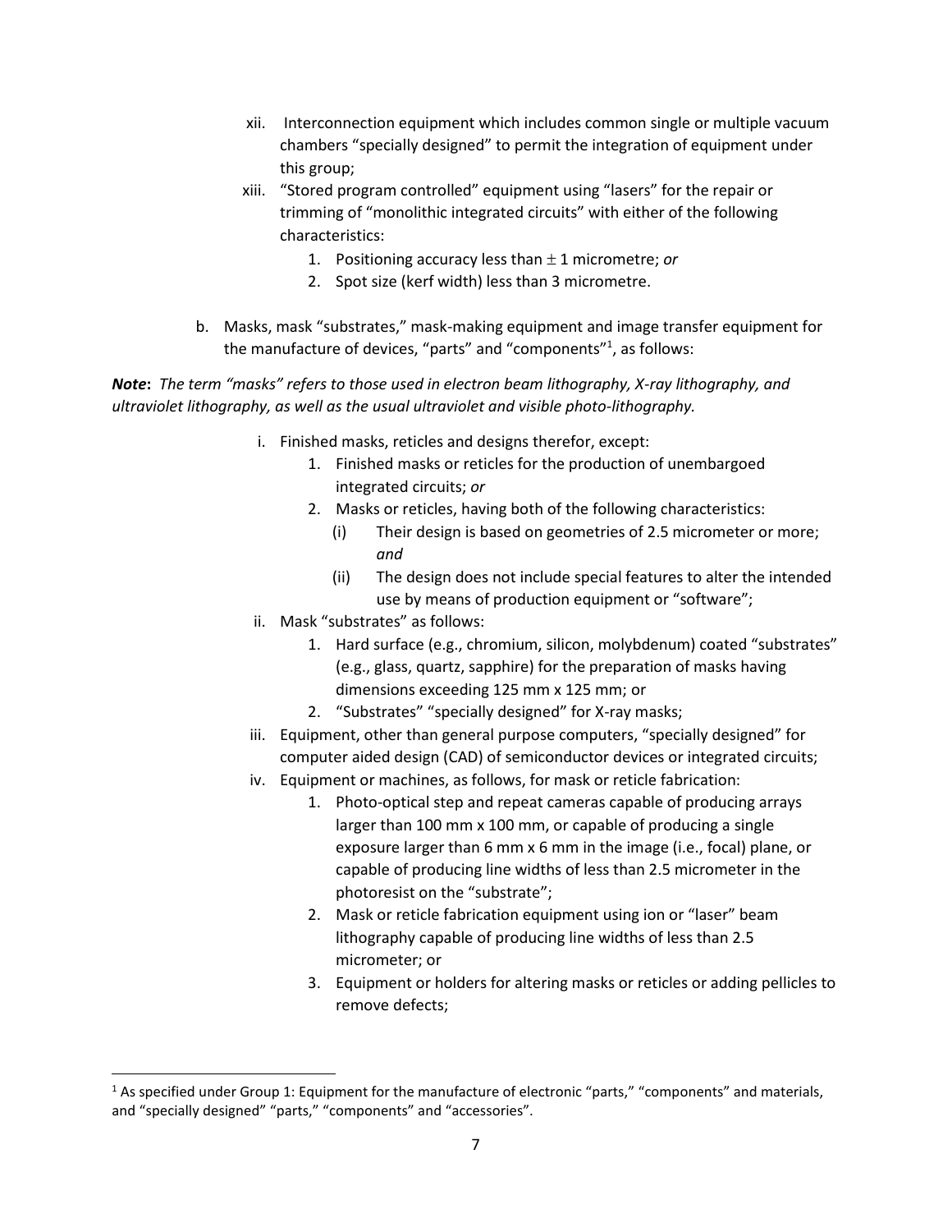xii. Interconnection equipment which includes common single or multiple vacuum chambers “specially designed” to permit the integration of equipment under this group;

xiii. “Stored program controlled” equipment using “lasers” for the repair or trimming of “monolithic integrated circuits” with either of the following characteristics:

1. Positioning accuracy less than $\pm$ 1 micrometre; *or*
2. Spot size (kerf width) less than 3 micrometre.

b. Masks, mask “substrates,” mask-making equipment and image transfer equipment for the manufacture of devices, “parts” and “components”[1], as follows:

***Note*****:** *The term “masks” refers to those used in electron beam lithography, X-ray lithography, and ultraviolet lithography, as well as the usual ultraviolet and visible photo-lithography.*

i. Finished masks, reticles and designs therefor, except:

1. Finished masks or reticles for the production of unembargoed integrated circuits; *or*
2. Masks or reticles, having both of the following characteristics:
   (i) Their design is based on geometries of 2.5 micrometer or more; *and*
   (ii) The design does not include special features to alter the intended use by means of production equipment or “software”;

ii. Mask “substrates” as follows:

1. Hard surface (e.g., chromium, silicon, molybdenum) coated “substrates” (e.g., glass, quartz, sapphire) for the preparation of masks having dimensions exceeding 125 mm x 125 mm; or
2. “Substrates” “specially designed” for X-ray masks;

iii. Equipment, other than general purpose computers, “specially designed” for computer aided design (CAD) of semiconductor devices or integrated circuits;

iv. Equipment or machines, as follows, for mask or reticle fabrication:

1. Photo-optical step and repeat cameras capable of producing arrays larger than 100 mm x 100 mm, or capable of producing a single exposure larger than 6 mm x 6 mm in the image (i.e., focal) plane, or capable of producing line widths of less than 2.5 micrometer in the photoresist on the “substrate”;
2. Mask or reticle fabrication equipment using ion or “laser” beam lithography capable of producing line widths of less than 2.5 micrometer; or
3. Equipment or holders for altering masks or reticles or adding pellicles to remove defects;

[1] As specified under Group 1: Equipment for the manufacture of electronic “parts,” “components” and materials, and “specially designed” “parts,” “components” and “accessories”.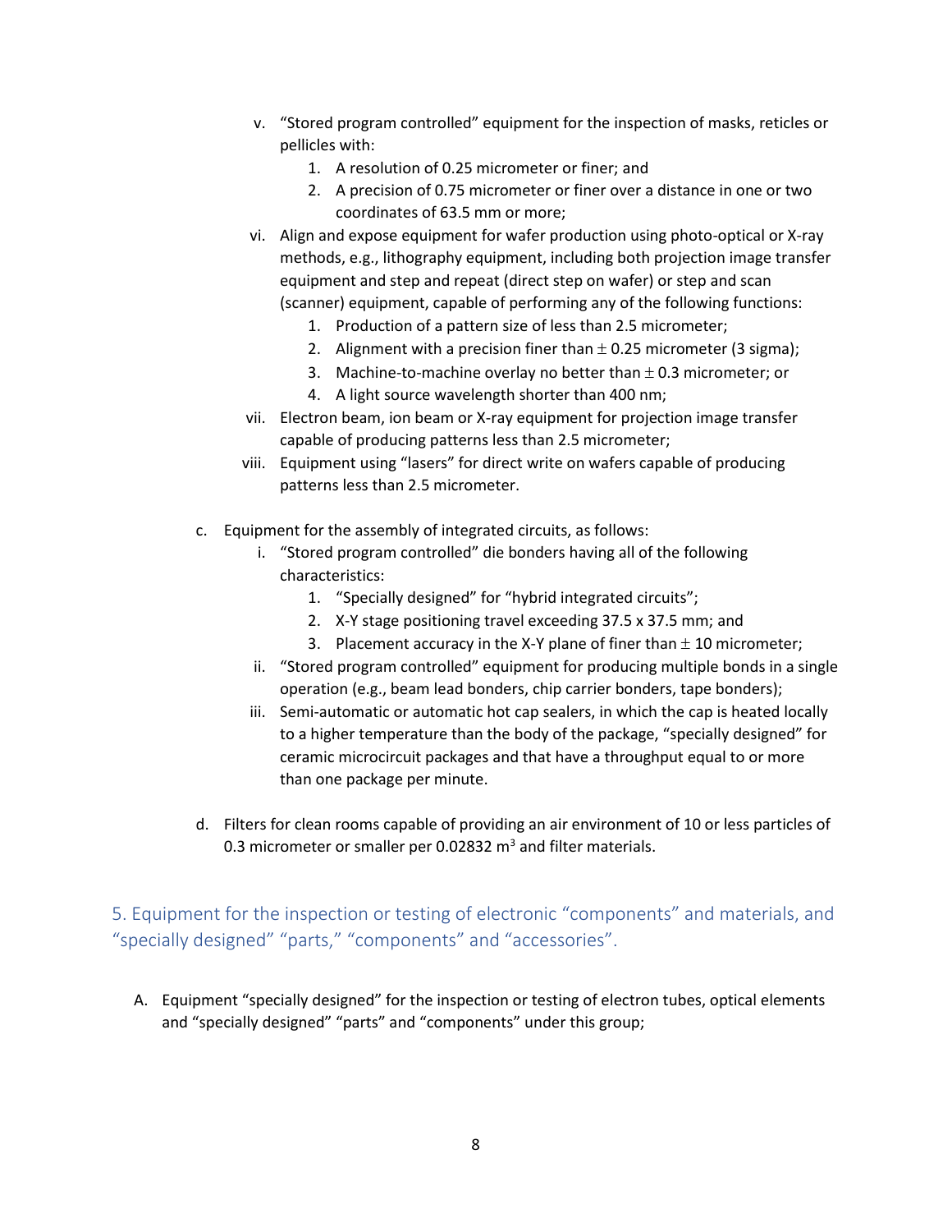v. "Stored program controlled" equipment for the inspection of masks, reticles or pellicles with:
   1. A resolution of 0.25 micrometer or finer; and
   2. A precision of 0.75 micrometer or finer over a distance in one or two coordinates of 63.5 mm or more;

vi. Align and expose equipment for wafer production using photo-optical or X-ray methods, e.g., lithography equipment, including both projection image transfer equipment and step and repeat (direct step on wafer) or step and scan (scanner) equipment, capable of performing any of the following functions:
   1. Production of a pattern size of less than 2.5 micrometer;
   2. Alignment with a precision finer than $\pm$ 0.25 micrometer (3 sigma);
   3. Machine-to-machine overlay no better than $\pm$ 0.3 micrometer; or
   4. A light source wavelength shorter than 400 nm;

vii. Electron beam, ion beam or X-ray equipment for projection image transfer capable of producing patterns less than 2.5 micrometer;

viii. Equipment using "lasers" for direct write on wafers capable of producing patterns less than 2.5 micrometer.

c. Equipment for the assembly of integrated circuits, as follows:
   i. "Stored program controlled" die bonders having all of the following characteristics:
      1. "Specially designed" for "hybrid integrated circuits";
      2. X-Y stage positioning travel exceeding 37.5 x 37.5 mm; and
      3. Placement accuracy in the X-Y plane of finer than $\pm$ 10 micrometer;
   ii. "Stored program controlled" equipment for producing multiple bonds in a single operation (e.g., beam lead bonders, chip carrier bonders, tape bonders);
   iii. Semi-automatic or automatic hot cap sealers, in which the cap is heated locally to a higher temperature than the body of the package, "specially designed" for ceramic microcircuit packages and that have a throughput equal to or more than one package per minute.

d. Filters for clean rooms capable of providing an air environment of 10 or less particles of 0.3 micrometer or smaller per 0.02832 $m^3$ and filter materials.

## 5. Equipment for the inspection or testing of electronic "components" and materials, and "specially designed" "parts," "components" and "accessories".

A. Equipment "specially designed" for the inspection or testing of electron tubes, optical elements and "specially designed" "parts" and "components" under this group;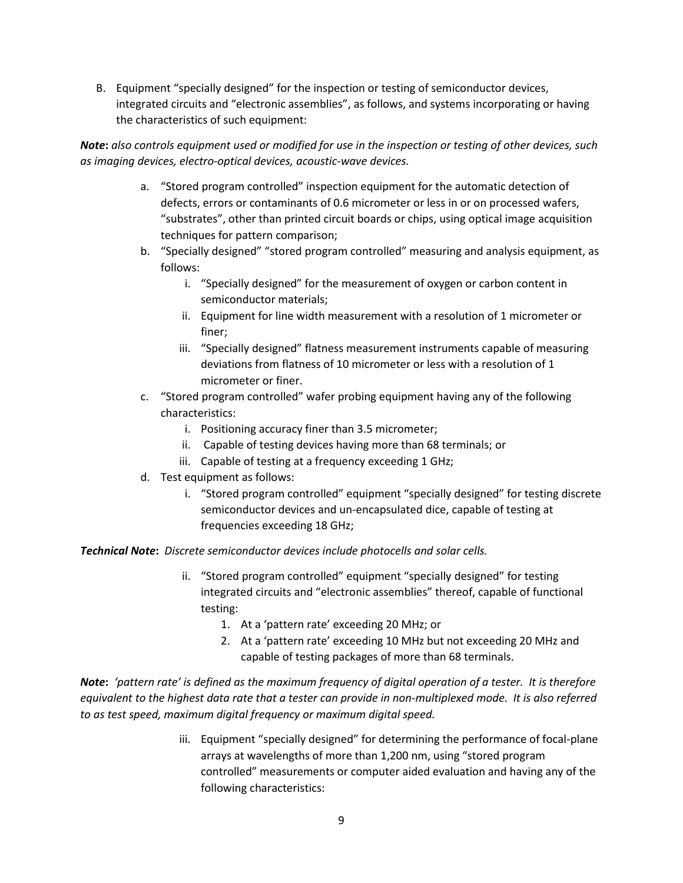B. Equipment "specially designed" for the inspection or testing of semiconductor devices, integrated circuits and "electronic assemblies", as follows, and systems incorporating or having the characteristics of such equipment:

***Note*:** *also controls equipment used or modified for use in the inspection or testing of other devices, such as imaging devices, electro-optical devices, acoustic-wave devices.*

a. "Stored program controlled" inspection equipment for the automatic detection of defects, errors or contaminants of 0.6 micrometer or less in or on processed wafers, "substrates", other than printed circuit boards or chips, using optical image acquisition techniques for pattern comparison;
b. "Specially designed" "stored program controlled" measuring and analysis equipment, as follows:
    i. "Specially designed" for the measurement of oxygen or carbon content in semiconductor materials;
    ii. Equipment for line width measurement with a resolution of 1 micrometer or finer;
    iii. "Specially designed" flatness measurement instruments capable of measuring deviations from flatness of 10 micrometer or less with a resolution of 1 micrometer or finer.
c. "Stored program controlled" wafer probing equipment having any of the following characteristics:
    i. Positioning accuracy finer than 3.5 micrometer;
    ii. Capable of testing devices having more than 68 terminals; or
    iii. Capable of testing at a frequency exceeding 1 GHz;
d. Test equipment as follows:
    i. "Stored program controlled" equipment "specially designed" for testing discrete semiconductor devices and un-encapsulated dice, capable of testing at frequencies exceeding 18 GHz;

***Technical Note*:** *Discrete semiconductor devices include photocells and solar cells.*

ii. "Stored program controlled" equipment "specially designed" for testing integrated circuits and "electronic assemblies" thereof, capable of functional testing:
    1. At a 'pattern rate' exceeding 20 MHz; or
    2. At a 'pattern rate' exceeding 10 MHz but not exceeding 20 MHz and capable of testing packages of more than 68 terminals.

***Note*:** *'pattern rate' is defined as the maximum frequency of digital operation of a tester. It is therefore equivalent to the highest data rate that a tester can provide in non-multiplexed mode. It is also referred to as test speed, maximum digital frequency or maximum digital speed.*

iii. Equipment "specially designed" for determining the performance of focal-plane arrays at wavelengths of more than 1,200 nm, using "stored program controlled" measurements or computer aided evaluation and having any of the following characteristics: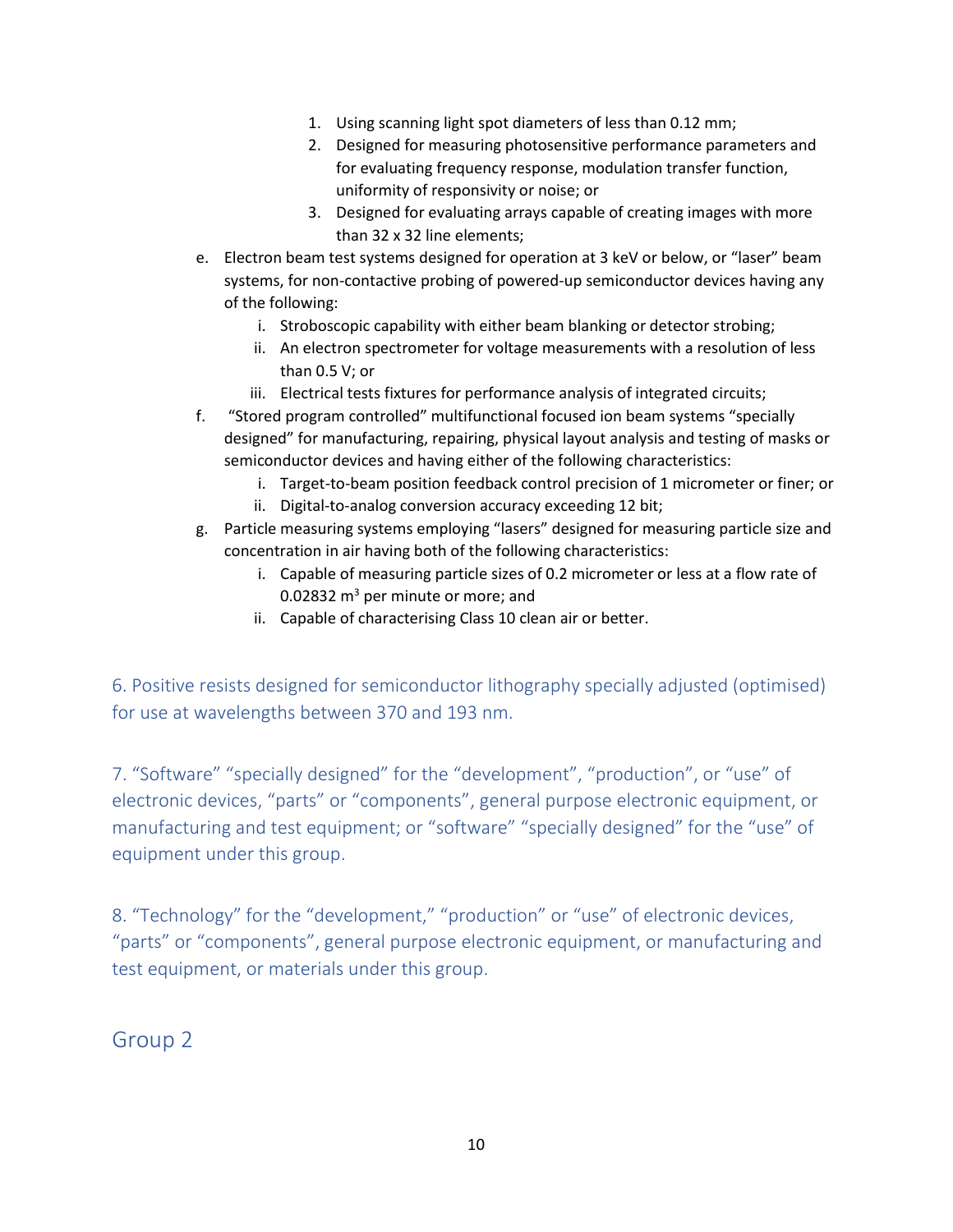1. Using scanning light spot diameters of less than 0.12 mm;
2. Designed for measuring photosensitive performance parameters and for evaluating frequency response, modulation transfer function, uniformity of responsivity or noise; or
3. Designed for evaluating arrays capable of creating images with more than 32 x 32 line elements;

e. Electron beam test systems designed for operation at 3 keV or below, or "laser" beam systems, for non-contactive probing of powered-up semiconductor devices having any of the following:
   i. Stroboscopic capability with either beam blanking or detector strobing;
   ii. An electron spectrometer for voltage measurements with a resolution of less than 0.5 V; or
   iii. Electrical tests fixtures for performance analysis of integrated circuits;

f. "Stored program controlled" multifunctional focused ion beam systems "specially designed" for manufacturing, repairing, physical layout analysis and testing of masks or semiconductor devices and having either of the following characteristics:
   i. Target-to-beam position feedback control precision of 1 micrometer or finer; or
   ii. Digital-to-analog conversion accuracy exceeding 12 bit;

g. Particle measuring systems employing "lasers" designed for measuring particle size and concentration in air having both of the following characteristics:
   i. Capable of measuring particle sizes of 0.2 micrometer or less at a flow rate of 0.02832 $m^3$ per minute or more; and
   ii. Capable of characterising Class 10 clean air or better.

6. Positive resists designed for semiconductor lithography specially adjusted (optimised) for use at wavelengths between 370 and 193 nm.

7. "Software" "specially designed" for the "development", "production", or "use" of electronic devices, "parts" or "components", general purpose electronic equipment, or manufacturing and test equipment; or "software" "specially designed" for the "use" of equipment under this group.

8. "Technology" for the "development," "production" or "use" of electronic devices, "parts" or "components", general purpose electronic equipment, or manufacturing and test equipment, or materials under this group.

## Group 2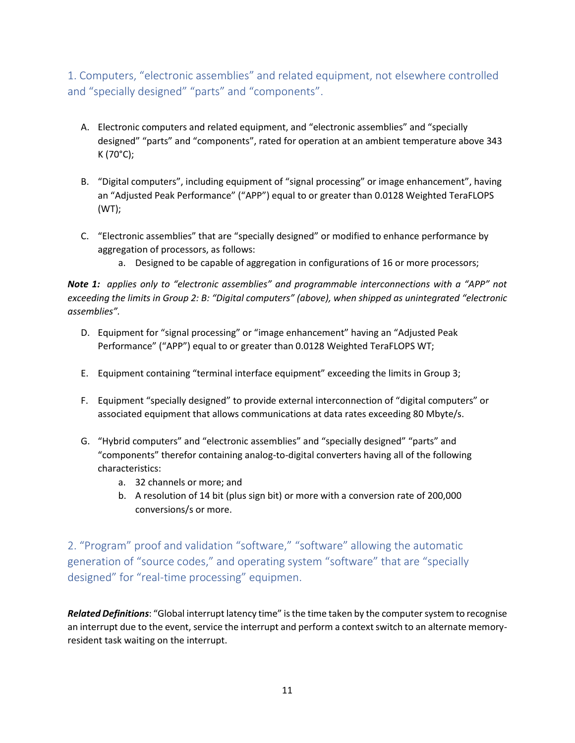## 1. Computers, "electronic assemblies" and related equipment, not elsewhere controlled and "specially designed" "parts" and "components".

A. Electronic computers and related equipment, and "electronic assemblies" and "specially designed" "parts" and "components", rated for operation at an ambient temperature above 343 K (70°C);

B. "Digital computers", including equipment of "signal processing" or image enhancement", having an "Adjusted Peak Performance" ("APP") equal to or greater than 0.0128 Weighted TeraFLOPS (WT);

C. "Electronic assemblies" that are "specially designed" or modified to enhance performance by aggregation of processors, as follows:
   a. Designed to be capable of aggregation in configurations of 16 or more processors;

***Note 1:*** *applies only to "electronic assemblies" and programmable interconnections with a "APP" not exceeding the limits in Group 2: B: "Digital computers" (above), when shipped as unintegrated "electronic assemblies".*

D. Equipment for "signal processing" or "image enhancement" having an "Adjusted Peak Performance" ("APP") equal to or greater than 0.0128 Weighted TeraFLOPS WT;

E. Equipment containing "terminal interface equipment" exceeding the limits in Group 3;

F. Equipment "specially designed" to provide external interconnection of "digital computers" or associated equipment that allows communications at data rates exceeding 80 Mbyte/s.

G. "Hybrid computers" and "electronic assemblies" and "specially designed" "parts" and "components" therefor containing analog-to-digital converters having all of the following characteristics:
   a. 32 channels or more; and
   b. A resolution of 14 bit (plus sign bit) or more with a conversion rate of 200,000 conversions/s or more.

## 2. "Program" proof and validation "software," "software" allowing the automatic generation of "source codes," and operating system "software" that are "specially designed" for "real-time processing" equipmen.

***Related Definitions***: "Global interrupt latency time" is the time taken by the computer system to recognise an interrupt due to the event, service the interrupt and perform a context switch to an alternate memory-resident task waiting on the interrupt.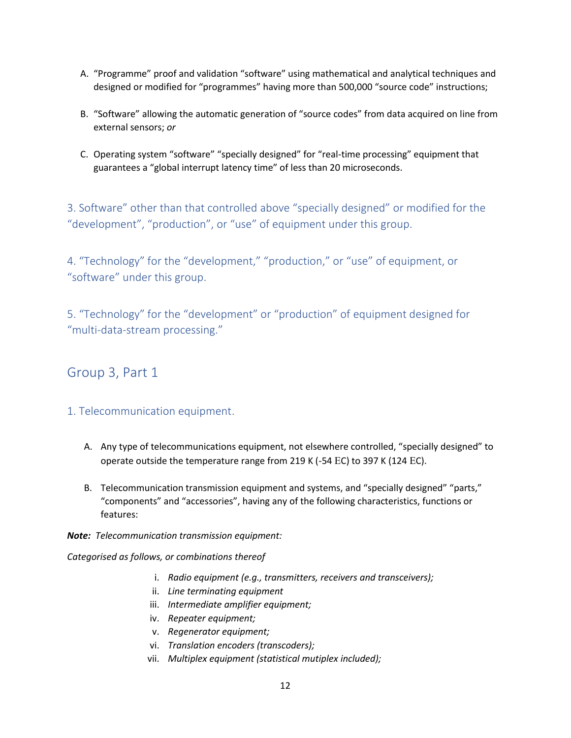A. "Programme" proof and validation "software" using mathematical and analytical techniques and designed or modified for "programmes" having more than 500,000 "source code" instructions;

B. "Software" allowing the automatic generation of "source codes" from data acquired on line from external sensors; *or*

C. Operating system "software" "specially designed" for "real-time processing" equipment that guarantees a "global interrupt latency time" of less than 20 microseconds.

### 3. Software" other than that controlled above "specially designed" or modified for the "development", "production", or "use" of equipment under this group.

### 4. "Technology" for the "development," "production," or "use" of equipment, or "software" under this group.

### 5. "Technology" for the "development" or "production" of equipment designed for "multi-data-stream processing."

## Group 3, Part 1

### 1. Telecommunication equipment.

A. Any type of telecommunications equipment, not elsewhere controlled, "specially designed" to operate outside the temperature range from 219 K (-54 EC) to 397 K (124 EC).

B. Telecommunication transmission equipment and systems, and "specially designed" "parts," "components" and "accessories", having any of the following characteristics, functions or features:

***Note:*** *Telecommunication transmission equipment:*

*Categorised as follows, or combinations thereof*

i. *Radio equipment (e.g., transmitters, receivers and transceivers);*
ii. *Line terminating equipment*
iii. *Intermediate amplifier equipment;*
iv. *Repeater equipment;*
v. *Regenerator equipment;*
vi. *Translation encoders (transcoders);*
vii. *Multiplex equipment (statistical mutiplex included);*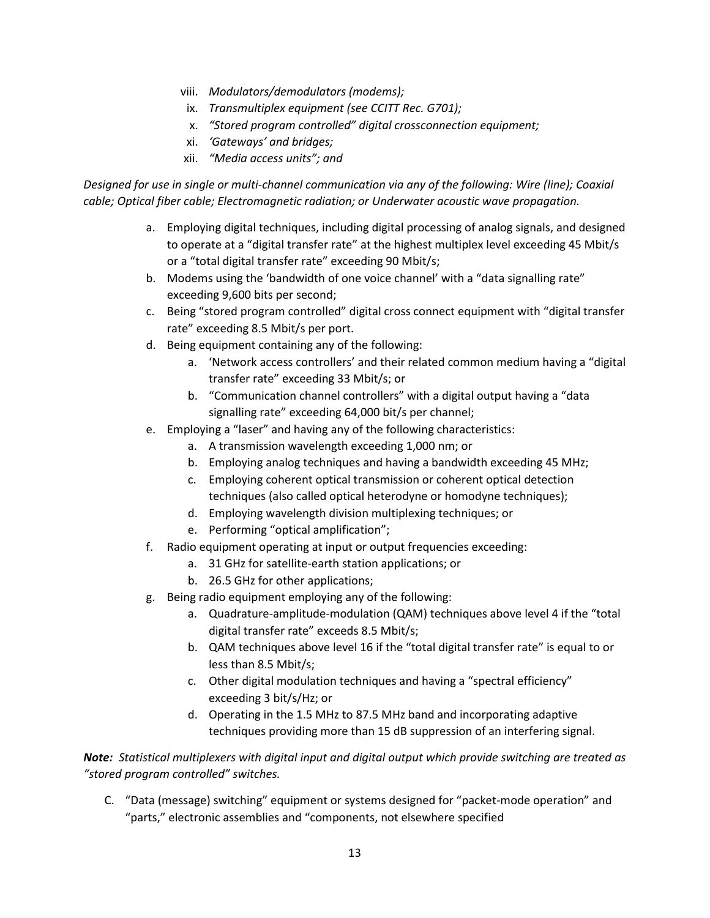viii. *Modulators/demodulators (modems);*
ix. *Transmultiplex equipment (see CCITT Rec. G701);*
x. *"Stored program controlled" digital crossconnection equipment;*
xi. *'Gateways' and bridges;*
xii. *"Media access units"; and*

*Designed for use in single or multi-channel communication via any of the following: Wire (line); Coaxial cable; Optical fiber cable; Electromagnetic radiation; or Underwater acoustic wave propagation.*

a. Employing digital techniques, including digital processing of analog signals, and designed to operate at a "digital transfer rate" at the highest multiplex level exceeding 45 Mbit/s or a "total digital transfer rate" exceeding 90 Mbit/s;
b. Modems using the 'bandwidth of one voice channel' with a "data signalling rate" exceeding 9,600 bits per second;
c. Being "stored program controlled" digital cross connect equipment with "digital transfer rate" exceeding 8.5 Mbit/s per port.
d. Being equipment containing any of the following:
    a. 'Network access controllers' and their related common medium having a "digital transfer rate" exceeding 33 Mbit/s; or
    b. "Communication channel controllers" with a digital output having a "data signalling rate" exceeding 64,000 bit/s per channel;
e. Employing a "laser" and having any of the following characteristics:
    a. A transmission wavelength exceeding 1,000 nm; or
    b. Employing analog techniques and having a bandwidth exceeding 45 MHz;
    c. Employing coherent optical transmission or coherent optical detection techniques (also called optical heterodyne or homodyne techniques);
    d. Employing wavelength division multiplexing techniques; or
    e. Performing "optical amplification";
f. Radio equipment operating at input or output frequencies exceeding:
    a. 31 GHz for satellite-earth station applications; or
    b. 26.5 GHz for other applications;
g. Being radio equipment employing any of the following:
    a. Quadrature-amplitude-modulation (QAM) techniques above level 4 if the "total digital transfer rate" exceeds 8.5 Mbit/s;
    b. QAM techniques above level 16 if the "total digital transfer rate" is equal to or less than 8.5 Mbit/s;
    c. Other digital modulation techniques and having a "spectral efficiency" exceeding 3 bit/s/Hz; or
    d. Operating in the 1.5 MHz to 87.5 MHz band and incorporating adaptive techniques providing more than 15 dB suppression of an interfering signal.

***Note:*** *Statistical multiplexers with digital input and digital output which provide switching are treated as "stored program controlled" switches.*

C. "Data (message) switching" equipment or systems designed for "packet-mode operation" and "parts," electronic assemblies and "components, not elsewhere specified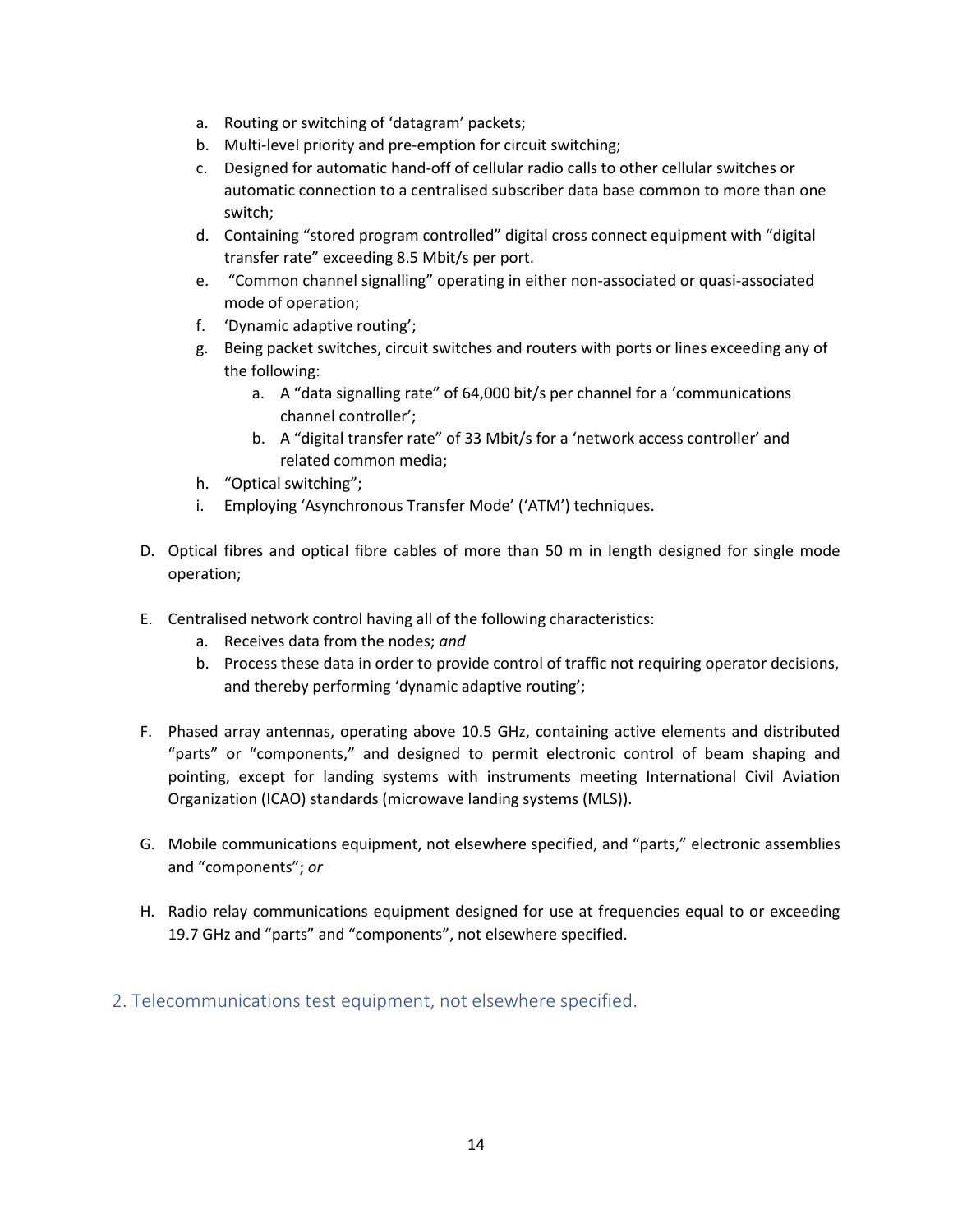a. Routing or switching of 'datagram' packets;
b. Multi-level priority and pre-emption for circuit switching;
c. Designed for automatic hand-off of cellular radio calls to other cellular switches or automatic connection to a centralised subscriber data base common to more than one switch;
d. Containing "stored program controlled" digital cross connect equipment with "digital transfer rate" exceeding 8.5 Mbit/s per port.
e. "Common channel signalling" operating in either non-associated or quasi-associated mode of operation;
f. 'Dynamic adaptive routing';
g. Being packet switches, circuit switches and routers with ports or lines exceeding any of the following:
    a. A "data signalling rate" of 64,000 bit/s per channel for a 'communications channel controller';
    b. A "digital transfer rate" of 33 Mbit/s for a 'network access controller' and related common media;
h. "Optical switching";
i. Employing 'Asynchronous Transfer Mode' ('ATM') techniques.

D. Optical fibres and optical fibre cables of more than 50 m in length designed for single mode operation;

E. Centralised network control having all of the following characteristics:
    a. Receives data from the nodes; *and*
    b. Process these data in order to provide control of traffic not requiring operator decisions, and thereby performing 'dynamic adaptive routing';

F. Phased array antennas, operating above 10.5 GHz, containing active elements and distributed "parts" or "components," and designed to permit electronic control of beam shaping and pointing, except for landing systems with instruments meeting International Civil Aviation Organization (ICAO) standards (microwave landing systems (MLS)).

G. Mobile communications equipment, not elsewhere specified, and "parts," electronic assemblies and "components"; *or*

H. Radio relay communications equipment designed for use at frequencies equal to or exceeding 19.7 GHz and "parts" and "components", not elsewhere specified.

## 2. Telecommunications test equipment, not elsewhere specified.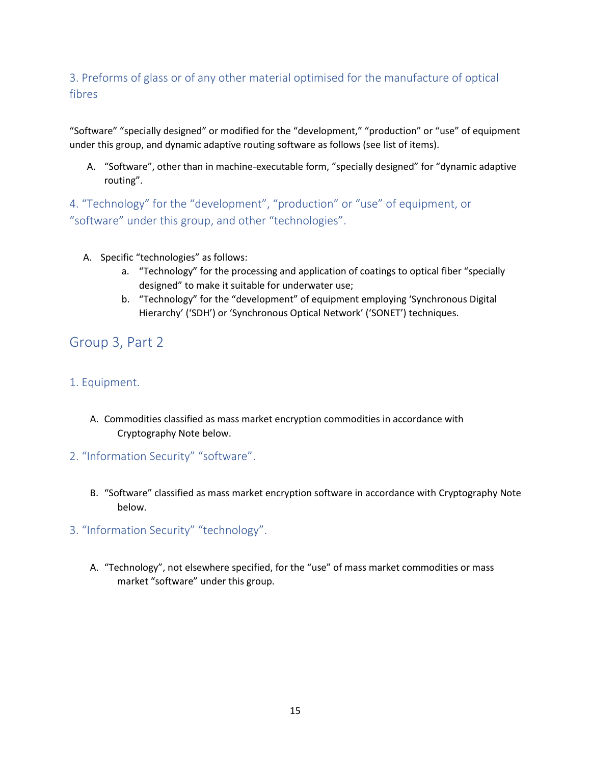### 3. Preforms of glass or of any other material optimised for the manufacture of optical fibres

"Software" "specially designed" or modified for the "development," "production" or "use" of equipment under this group, and dynamic adaptive routing software as follows (see list of items).

A. "Software", other than in machine-executable form, "specially designed" for "dynamic adaptive routing".

### 4. "Technology" for the "development", "production" or "use" of equipment, or "software" under this group, and other "technologies".

A. Specific "technologies" as follows:
   a. "Technology" for the processing and application of coatings to optical fiber "specially designed" to make it suitable for underwater use;
   b. "Technology" for the "development" of equipment employing 'Synchronous Digital Hierarchy' ('SDH') or 'Synchronous Optical Network' ('SONET') techniques.

## Group 3, Part 2

### 1. Equipment.

A. Commodities classified as mass market encryption commodities in accordance with Cryptography Note below.

### 2. "Information Security" "software".

B. "Software" classified as mass market encryption software in accordance with Cryptography Note below.

### 3. "Information Security" "technology".

A. "Technology", not elsewhere specified, for the "use" of mass market commodities or mass market "software" under this group.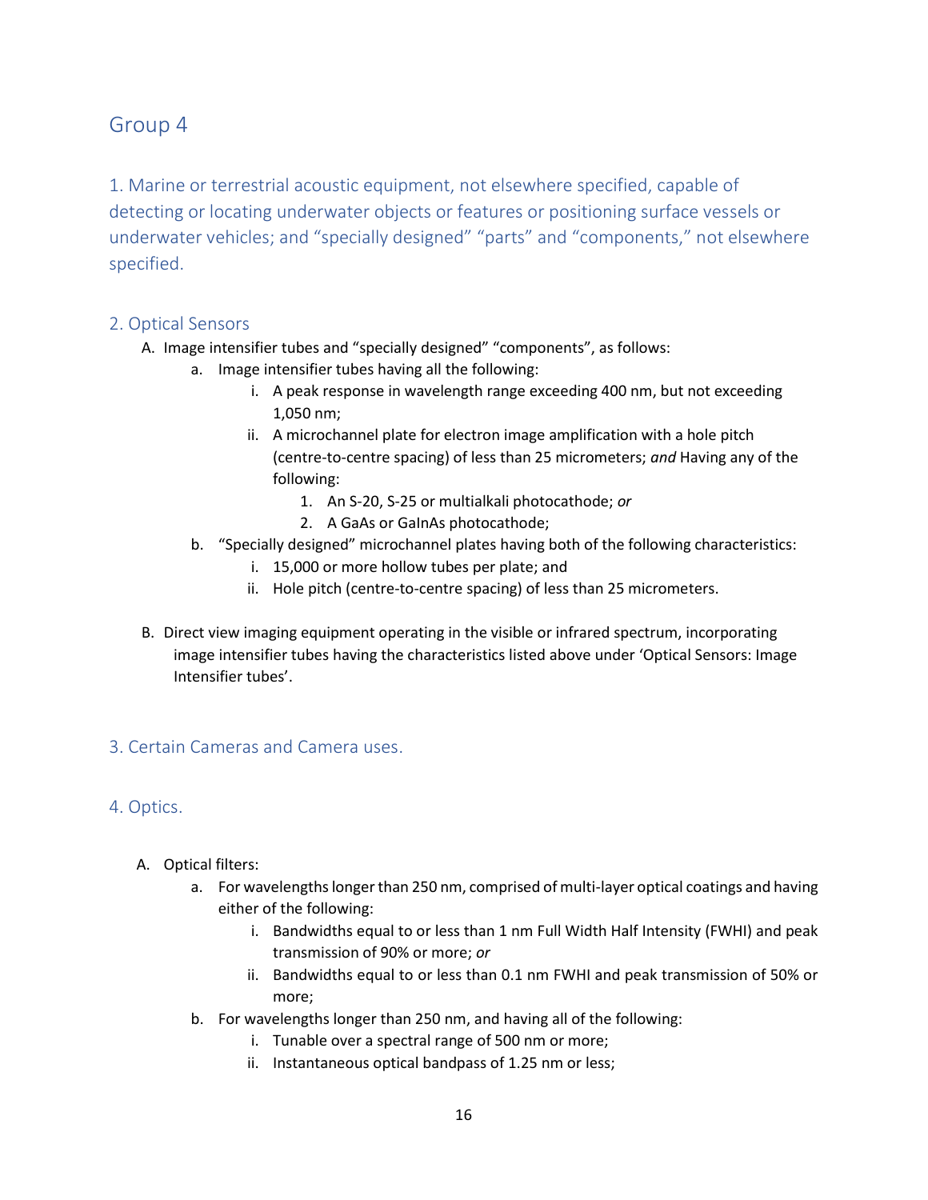## Group 4

### 1. Marine or terrestrial acoustic equipment, not elsewhere specified, capable of detecting or locating underwater objects or features or positioning surface vessels or underwater vehicles; and “specially designed” “parts” and “components,” not elsewhere specified.

### 2. Optical Sensors

A. Image intensifier tubes and “specially designed” “components”, as follows:

   a. Image intensifier tubes having all the following:

      i. A peak response in wavelength range exceeding 400 nm, but not exceeding 1,050 nm;

      ii. A microchannel plate for electron image amplification with a hole pitch (centre-to-centre spacing) of less than 25 micrometers; *and* Having any of the following:

         1. An S-20, S-25 or multialkali photocathode; *or*
         2. A GaAs or GaInAs photocathode;

   b. “Specially designed” microchannel plates having both of the following characteristics:

      i. 15,000 or more hollow tubes per plate; and

      ii. Hole pitch (centre-to-centre spacing) of less than 25 micrometers.

B. Direct view imaging equipment operating in the visible or infrared spectrum, incorporating image intensifier tubes having the characteristics listed above under ‘Optical Sensors: Image Intensifier tubes’.

### 3. Certain Cameras and Camera uses.

### 4. Optics.

A. Optical filters:

   a. For wavelengths longer than 250 nm, comprised of multi-layer optical coatings and having either of the following:

      i. Bandwidths equal to or less than 1 nm Full Width Half Intensity (FWHI) and peak transmission of 90% or more; *or*

      ii. Bandwidths equal to or less than 0.1 nm FWHI and peak transmission of 50% or more;

   b. For wavelengths longer than 250 nm, and having all of the following:

      i. Tunable over a spectral range of 500 nm or more;

      ii. Instantaneous optical bandpass of 1.25 nm or less;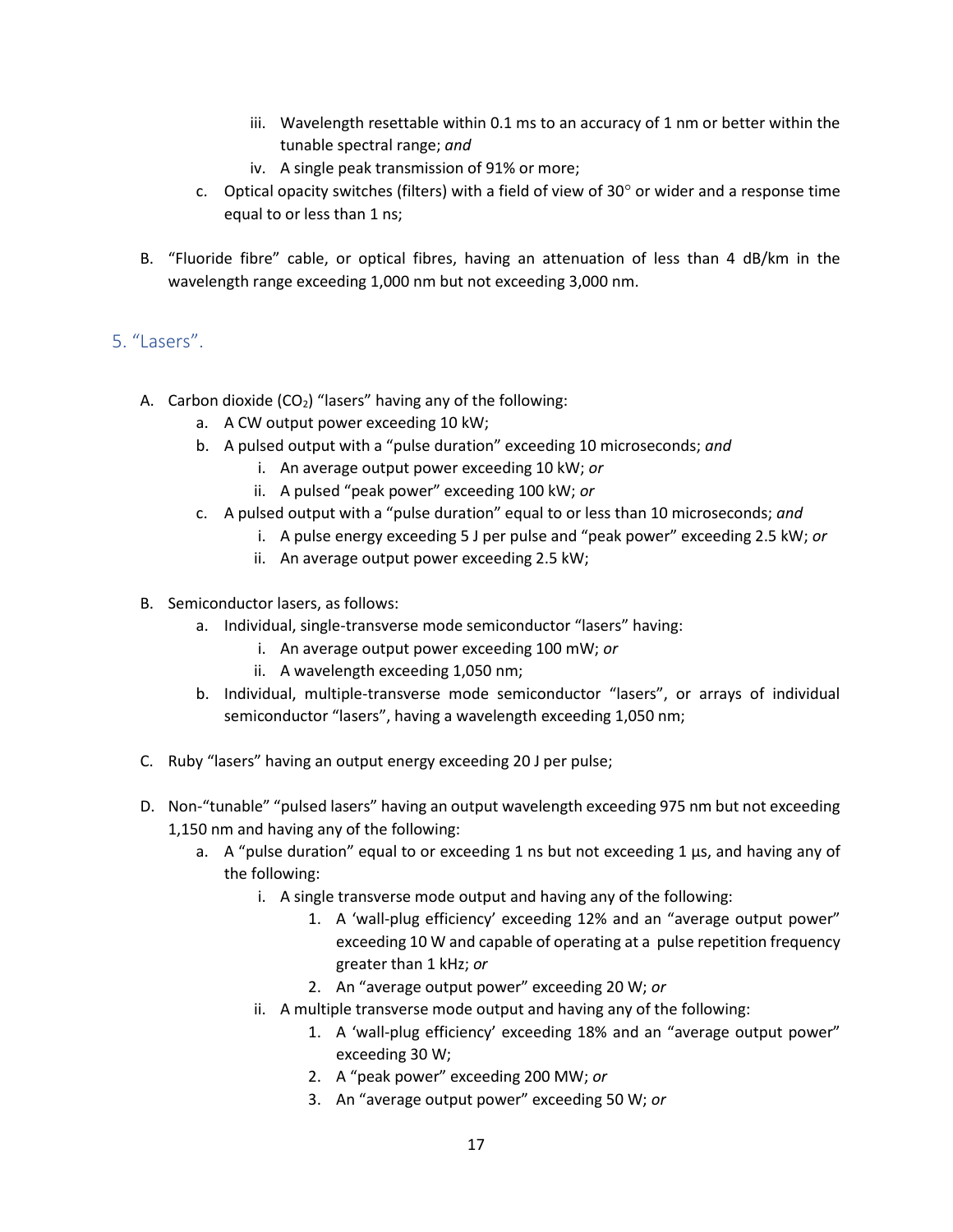iii. Wavelength resettable within 0.1 ms to an accuracy of 1 nm or better within the tunable spectral range; *and*
    iv. A single peak transmission of 91% or more;
  c. Optical opacity switches (filters) with a field of view of 30° or wider and a response time equal to or less than 1 ns;

B. "Fluoride fibre" cable, or optical fibres, having an attenuation of less than 4 dB/km in the wavelength range exceeding 1,000 nm but not exceeding 3,000 nm.

## 5. "Lasers".

A. Carbon dioxide ($CO_2$) "lasers" having any of the following:
  a. A CW output power exceeding 10 kW;
  b. A pulsed output with a "pulse duration" exceeding 10 microseconds; *and*
    i. An average output power exceeding 10 kW; *or*
    ii. A pulsed "peak power" exceeding 100 kW; *or*
  c. A pulsed output with a "pulse duration" equal to or less than 10 microseconds; *and*
    i. A pulse energy exceeding 5 J per pulse and "peak power" exceeding 2.5 kW; *or*
    ii. An average output power exceeding 2.5 kW;

B. Semiconductor lasers, as follows:
  a. Individual, single-transverse mode semiconductor "lasers" having:
    i. An average output power exceeding 100 mW; *or*
    ii. A wavelength exceeding 1,050 nm;
  b. Individual, multiple-transverse mode semiconductor "lasers", or arrays of individual semiconductor "lasers", having a wavelength exceeding 1,050 nm;

C. Ruby "lasers" having an output energy exceeding 20 J per pulse;

D. Non-"tunable" "pulsed lasers" having an output wavelength exceeding 975 nm but not exceeding 1,150 nm and having any of the following:
  a. A "pulse duration" equal to or exceeding 1 ns but not exceeding 1 µs, and having any of the following:
    i. A single transverse mode output and having any of the following:
      1. A 'wall-plug efficiency' exceeding 12% and an "average output power" exceeding 10 W and capable of operating at a pulse repetition frequency greater than 1 kHz; *or*
      2. An "average output power" exceeding 20 W; *or*
    ii. A multiple transverse mode output and having any of the following:
      1. A 'wall-plug efficiency' exceeding 18% and an "average output power" exceeding 30 W;
      2. A "peak power" exceeding 200 MW; *or*
      3. An "average output power" exceeding 50 W; *or*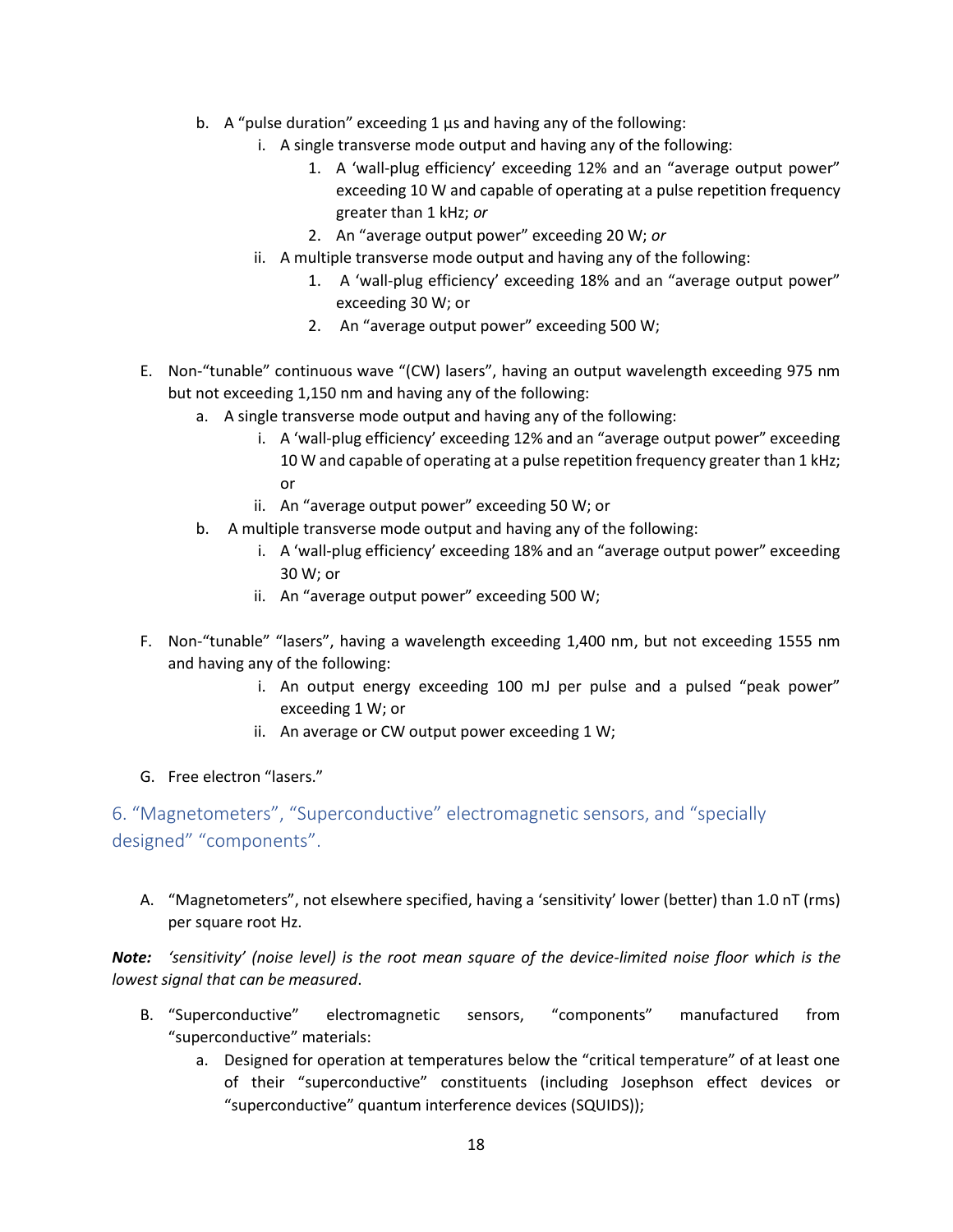b. A "pulse duration" exceeding 1 µs and having any of the following:
   i. A single transverse mode output and having any of the following:
      1. A 'wall-plug efficiency' exceeding 12% and an "average output power" exceeding 10 W and capable of operating at a pulse repetition frequency greater than 1 kHz; *or*
      2. An "average output power" exceeding 20 W; *or*
   ii. A multiple transverse mode output and having any of the following:
      1. A 'wall-plug efficiency' exceeding 18% and an "average output power" exceeding 30 W; or
      2. An "average output power" exceeding 500 W;

E. Non-"tunable" continuous wave "(CW) lasers", having an output wavelength exceeding 975 nm but not exceeding 1,150 nm and having any of the following:
   a. A single transverse mode output and having any of the following:
      i. A 'wall-plug efficiency' exceeding 12% and an "average output power" exceeding 10 W and capable of operating at a pulse repetition frequency greater than 1 kHz; or
      ii. An "average output power" exceeding 50 W; or
   b. A multiple transverse mode output and having any of the following:
      i. A 'wall-plug efficiency' exceeding 18% and an "average output power" exceeding 30 W; or
      ii. An "average output power" exceeding 500 W;

F. Non-"tunable" "lasers", having a wavelength exceeding 1,400 nm, but not exceeding 1555 nm and having any of the following:
   i. An output energy exceeding 100 mJ per pulse and a pulsed "peak power" exceeding 1 W; or
   ii. An average or CW output power exceeding 1 W;

G. Free electron "lasers."

## 6. "Magnetometers", "Superconductive" electromagnetic sensors, and "specially designed" "components".

A. "Magnetometers", not elsewhere specified, having a 'sensitivity' lower (better) than 1.0 nT (rms) per square root Hz.

***Note:*** *'sensitivity' (noise level) is the root mean square of the device-limited noise floor which is the lowest signal that can be measured*.

B. "Superconductive" electromagnetic sensors, "components" manufactured from "superconductive" materials:
   a. Designed for operation at temperatures below the "critical temperature" of at least one of their "superconductive" constituents (including Josephson effect devices or "superconductive" quantum interference devices (SQUIDS));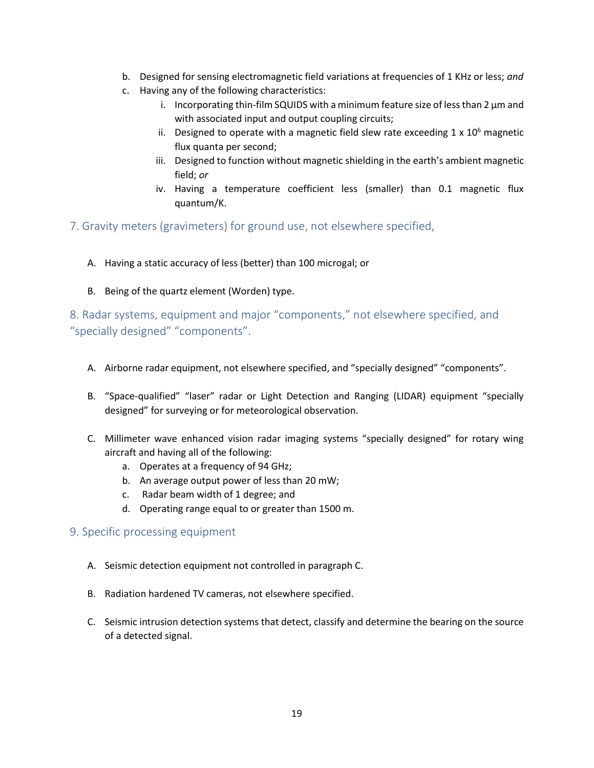b. Designed for sensing electromagnetic field variations at frequencies of 1 KHz or less; *and*
c. Having any of the following characteristics:
    i. Incorporating thin-film SQUIDS with a minimum feature size of less than 2 µm and with associated input and output coupling circuits;
    ii. Designed to operate with a magnetic field slew rate exceeding 1 x $10^6$ magnetic flux quanta per second;
    iii. Designed to function without magnetic shielding in the earth's ambient magnetic field; *or*
    iv. Having a temperature coefficient less (smaller) than 0.1 magnetic flux quantum/K.

## 7. Gravity meters (gravimeters) for ground use, not elsewhere specified,

A. Having a static accuracy of less (better) than 100 microgal; or

B. Being of the quartz element (Worden) type.

## 8. Radar systems, equipment and major "components," not elsewhere specified, and "specially designed" "components".

A. Airborne radar equipment, not elsewhere specified, and "specially designed" "components".

B. "Space-qualified" "laser" radar or Light Detection and Ranging (LIDAR) equipment "specially designed" for surveying or for meteorological observation.

C. Millimeter wave enhanced vision radar imaging systems "specially designed" for rotary wing aircraft and having all of the following:
    a. Operates at a frequency of 94 GHz;
    b. An average output power of less than 20 mW;
    c. Radar beam width of 1 degree; and
    d. Operating range equal to or greater than 1500 m.

## 9. Specific processing equipment

A. Seismic detection equipment not controlled in paragraph C.

B. Radiation hardened TV cameras, not elsewhere specified.

C. Seismic intrusion detection systems that detect, classify and determine the bearing on the source of a detected signal.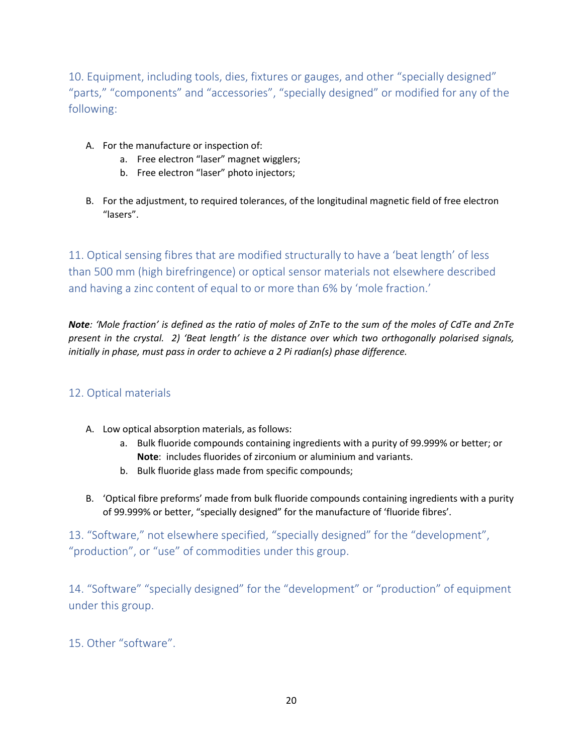## 10. Equipment, including tools, dies, fixtures or gauges, and other “specially designed” “parts,” “components” and “accessories”, “specially designed” or modified for any of the following:

A. For the manufacture or inspection of:
   a. Free electron “laser” magnet wigglers;
   b. Free electron “laser” photo injectors;

B. For the adjustment, to required tolerances, of the longitudinal magnetic field of free electron “lasers”.

## 11. Optical sensing fibres that are modified structurally to have a ‘beat length’ of less than 500 mm (high birefringence) or optical sensor materials not elsewhere described and having a zinc content of equal to or more than 6% by ‘mole fraction.’

***Note**: ‘Mole fraction’ is defined as the ratio of moles of ZnTe to the sum of the moles of CdTe and ZnTe present in the crystal. 2) ‘Beat length’ is the distance over which two orthogonally polarised signals, initially in phase, must pass in order to achieve a 2 Pi radian(s) phase difference.*

## 12. Optical materials

A. Low optical absorption materials, as follows:
   a. Bulk fluoride compounds containing ingredients with a purity of 99.999% or better; or
      **Note**: includes fluorides of zirconium or aluminium and variants.
   b. Bulk fluoride glass made from specific compounds;

B. ‘Optical fibre preforms’ made from bulk fluoride compounds containing ingredients with a purity of 99.999% or better, “specially designed” for the manufacture of ‘fluoride fibres’.

## 13. “Software,” not elsewhere specified, “specially designed” for the “development”, “production”, or “use” of commodities under this group.

## 14. “Software” “specially designed” for the “development” or “production” of equipment under this group.

## 15. Other “software”.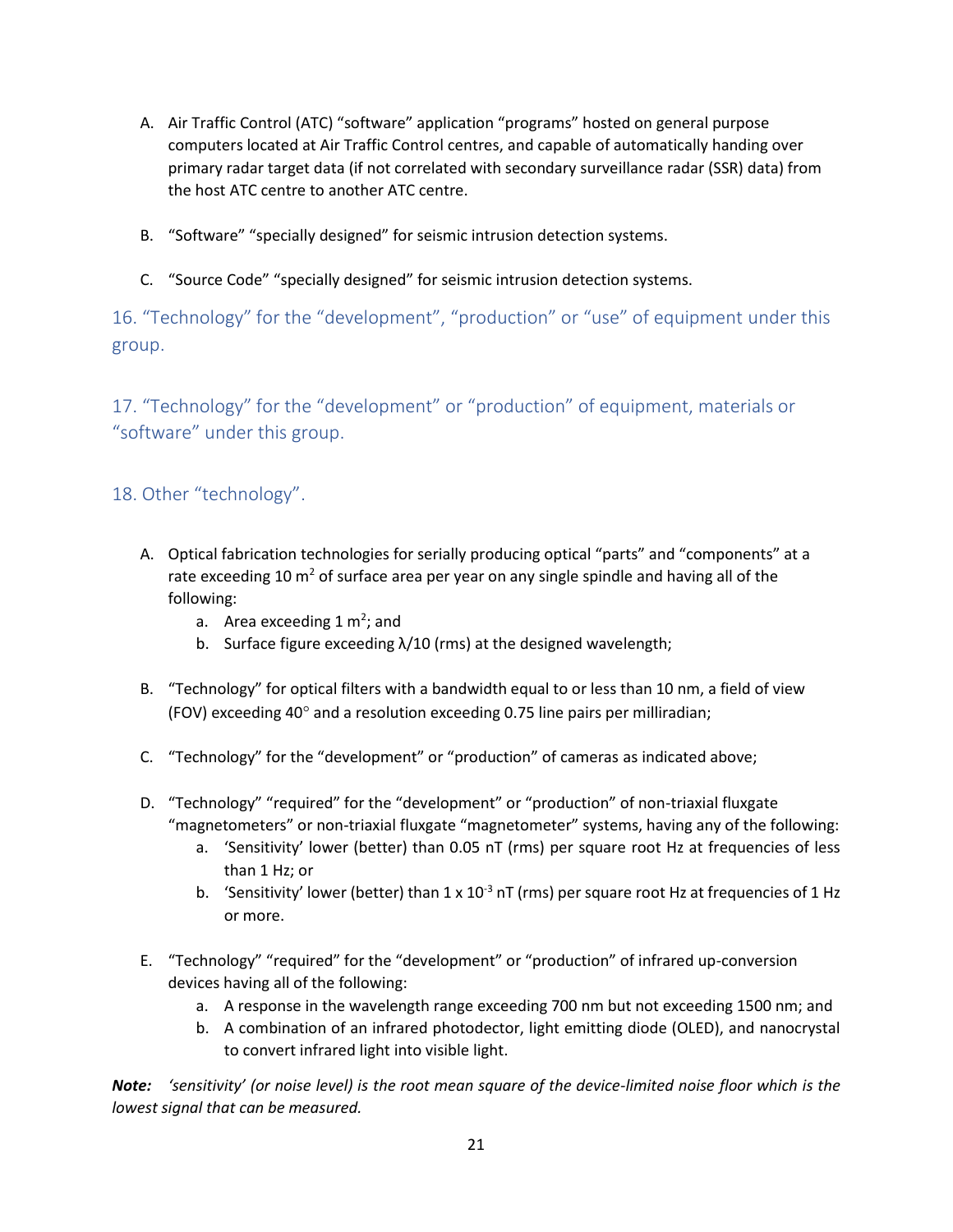A. Air Traffic Control (ATC) "software" application "programs" hosted on general purpose computers located at Air Traffic Control centres, and capable of automatically handing over primary radar target data (if not correlated with secondary surveillance radar (SSR) data) from the host ATC centre to another ATC centre.

B. "Software" "specially designed" for seismic intrusion detection systems.

C. "Source Code" "specially designed" for seismic intrusion detection systems.

## 16. "Technology" for the "development", "production" or "use" of equipment under this group.

## 17. "Technology" for the "development" or "production" of equipment, materials or "software" under this group.

## 18. Other "technology".

A. Optical fabrication technologies for serially producing optical "parts" and "components" at a rate exceeding 10 $m^2$ of surface area per year on any single spindle and having all of the following:
   a. Area exceeding 1 $m^2$; and
   b. Surface figure exceeding $\lambda/10$ (rms) at the designed wavelength;

B. "Technology" for optical filters with a bandwidth equal to or less than 10 nm, a field of view (FOV) exceeding 40° and a resolution exceeding 0.75 line pairs per milliradian;

C. "Technology" for the "development" or "production" of cameras as indicated above;

D. "Technology" "required" for the "development" or "production" of non-triaxial fluxgate "magnetometers" or non-triaxial fluxgate "magnetometer" systems, having any of the following:
   a. 'Sensitivity' lower (better) than 0.05 nT (rms) per square root Hz at frequencies of less than 1 Hz; or
   b. 'Sensitivity' lower (better) than $1 \times 10^{-3}$ nT (rms) per square root Hz at frequencies of 1 Hz or more.

E. "Technology" "required" for the "development" or "production" of infrared up-conversion devices having all of the following:
   a. A response in the wavelength range exceeding 700 nm but not exceeding 1500 nm; and
   b. A combination of an infrared photodetector, light emitting diode (OLED), and nanocrystal to convert infrared light into visible light.

***Note:*** *'sensitivity' (or noise level) is the root mean square of the device-limited noise floor which is the lowest signal that can be measured.*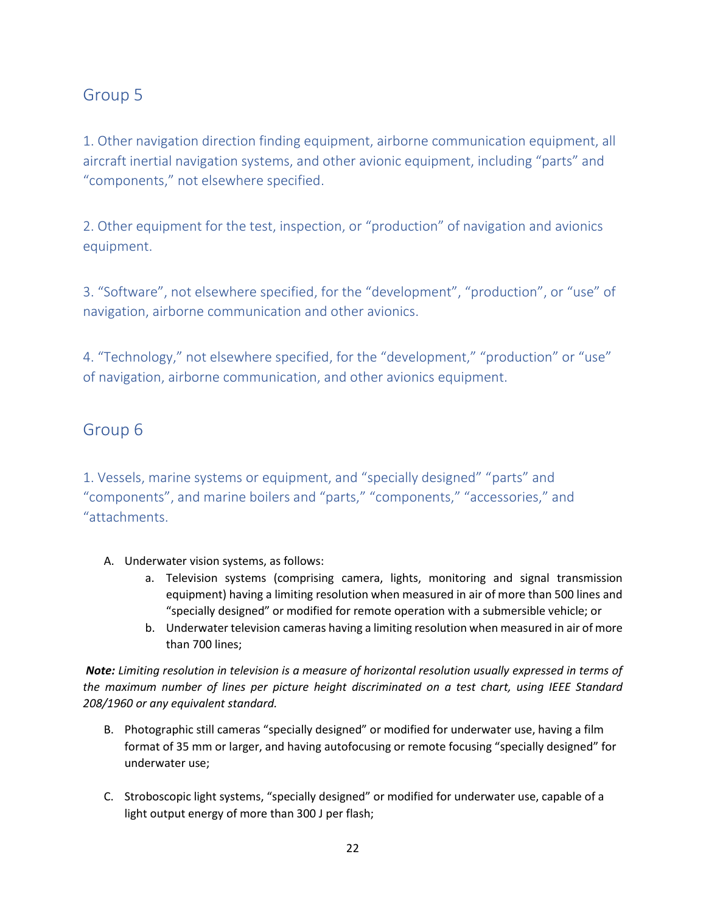## Group 5

1. Other navigation direction finding equipment, airborne communication equipment, all aircraft inertial navigation systems, and other avionic equipment, including "parts" and "components," not elsewhere specified.

2. Other equipment for the test, inspection, or "production" of navigation and avionics equipment.

3. "Software", not elsewhere specified, for the "development", "production", or "use" of navigation, airborne communication and other avionics.

4. "Technology," not elsewhere specified, for the "development," "production" or "use" of navigation, airborne communication, and other avionics equipment.

## Group 6

1. Vessels, marine systems or equipment, and "specially designed" "parts" and "components", and marine boilers and "parts," "components," "accessories," and "attachments.

A. Underwater vision systems, as follows:
   a. Television systems (comprising camera, lights, monitoring and signal transmission equipment) having a limiting resolution when measured in air of more than 500 lines and "specially designed" or modified for remote operation with a submersible vehicle; or
   b. Underwater television cameras having a limiting resolution when measured in air of more than 700 lines;

***Note:*** *Limiting resolution in television is a measure of horizontal resolution usually expressed in terms of the maximum number of lines per picture height discriminated on a test chart, using IEEE Standard 208/1960 or any equivalent standard.*

B. Photographic still cameras "specially designed" or modified for underwater use, having a film format of 35 mm or larger, and having autofocusing or remote focusing "specially designed" for underwater use;

C. Stroboscopic light systems, "specially designed" or modified for underwater use, capable of a light output energy of more than 300 J per flash;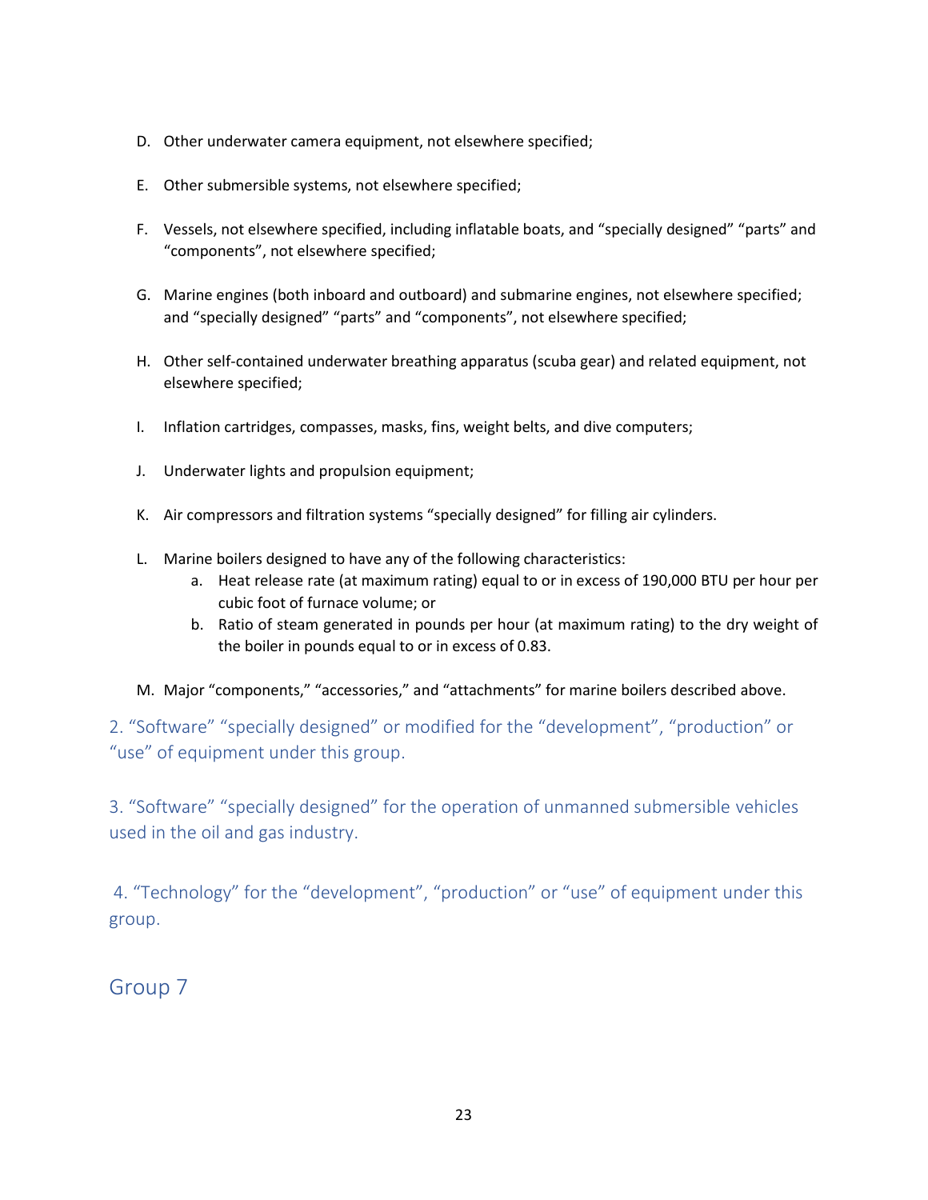D. Other underwater camera equipment, not elsewhere specified;

E. Other submersible systems, not elsewhere specified;

F. Vessels, not elsewhere specified, including inflatable boats, and "specially designed" "parts" and "components", not elsewhere specified;

G. Marine engines (both inboard and outboard) and submarine engines, not elsewhere specified; and "specially designed" "parts" and "components", not elsewhere specified;

H. Other self-contained underwater breathing apparatus (scuba gear) and related equipment, not elsewhere specified;

I. Inflation cartridges, compasses, masks, fins, weight belts, and dive computers;

J. Underwater lights and propulsion equipment;

K. Air compressors and filtration systems "specially designed" for filling air cylinders.

L. Marine boilers designed to have any of the following characteristics:
   a. Heat release rate (at maximum rating) equal to or in excess of 190,000 BTU per hour per cubic foot of furnace volume; or
   b. Ratio of steam generated in pounds per hour (at maximum rating) to the dry weight of the boiler in pounds equal to or in excess of 0.83.

M. Major "components," "accessories," and "attachments" for marine boilers described above.

### 2. "Software" "specially designed" or modified for the "development", "production" or "use" of equipment under this group.

### 3. "Software" "specially designed" for the operation of unmanned submersible vehicles used in the oil and gas industry.

### 4. "Technology" for the "development", "production" or "use" of equipment under this group.

## Group 7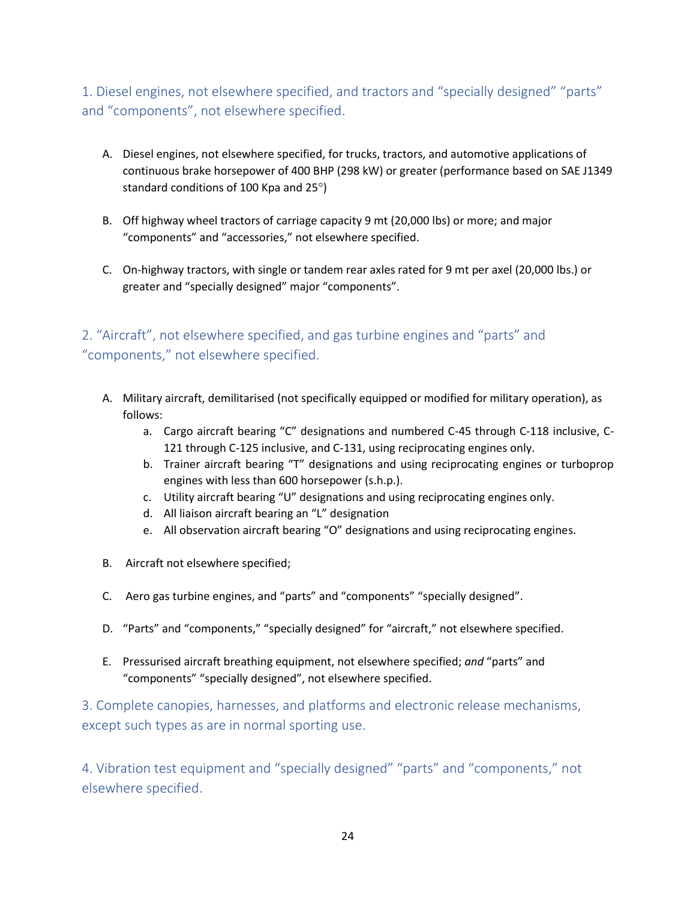## 1. Diesel engines, not elsewhere specified, and tractors and "specially designed" "parts" and "components", not elsewhere specified.

A. Diesel engines, not elsewhere specified, for trucks, tractors, and automotive applications of continuous brake horsepower of 400 BHP (298 kW) or greater (performance based on SAE J1349 standard conditions of 100 Kpa and 25°)

B. Off highway wheel tractors of carriage capacity 9 mt (20,000 lbs) or more; and major "components" and "accessories," not elsewhere specified.

C. On-highway tractors, with single or tandem rear axles rated for 9 mt per axel (20,000 lbs.) or greater and "specially designed" major "components".

## 2. "Aircraft", not elsewhere specified, and gas turbine engines and "parts" and "components," not elsewhere specified.

A. Military aircraft, demilitarised (not specifically equipped or modified for military operation), as follows:
   a. Cargo aircraft bearing "C" designations and numbered C-45 through C-118 inclusive, C-121 through C-125 inclusive, and C-131, using reciprocating engines only.
   b. Trainer aircraft bearing "T" designations and using reciprocating engines or turboprop engines with less than 600 horsepower (s.h.p.).
   c. Utility aircraft bearing "U" designations and using reciprocating engines only.
   d. All liaison aircraft bearing an "L" designation
   e. All observation aircraft bearing "O" designations and using reciprocating engines.

B. Aircraft not elsewhere specified;

C. Aero gas turbine engines, and "parts" and "components" "specially designed".

D. "Parts" and "components," "specially designed" for "aircraft," not elsewhere specified.

E. Pressurised aircraft breathing equipment, not elsewhere specified; *and* "parts" and "components" "specially designed", not elsewhere specified.

## 3. Complete canopies, harnesses, and platforms and electronic release mechanisms, except such types as are in normal sporting use.

## 4. Vibration test equipment and "specially designed" "parts" and "components," not elsewhere specified.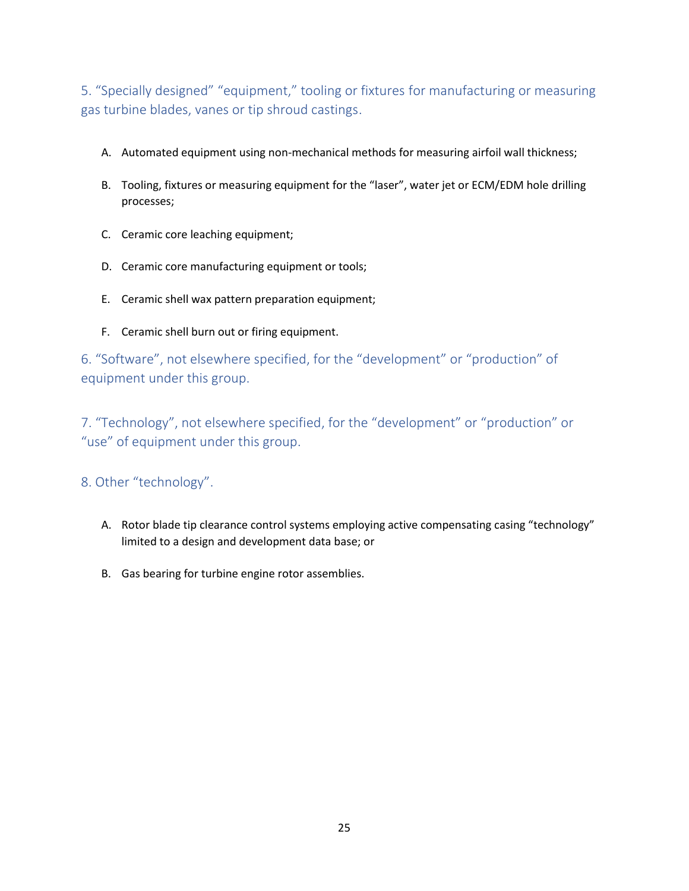### 5. “Specially designed” “equipment,” tooling or fixtures for manufacturing or measuring gas turbine blades, vanes or tip shroud castings.

A. Automated equipment using non-mechanical methods for measuring airfoil wall thickness;

B. Tooling, fixtures or measuring equipment for the “laser”, water jet or ECM/EDM hole drilling processes;

C. Ceramic core leaching equipment;

D. Ceramic core manufacturing equipment or tools;

E. Ceramic shell wax pattern preparation equipment;

F. Ceramic shell burn out or firing equipment.

### 6. “Software”, not elsewhere specified, for the “development” or “production” of equipment under this group.

### 7. “Technology”, not elsewhere specified, for the “development” or “production” or “use” of equipment under this group.

### 8. Other “technology”.

A. Rotor blade tip clearance control systems employing active compensating casing “technology” limited to a design and development data base; or

B. Gas bearing for turbine engine rotor assemblies.